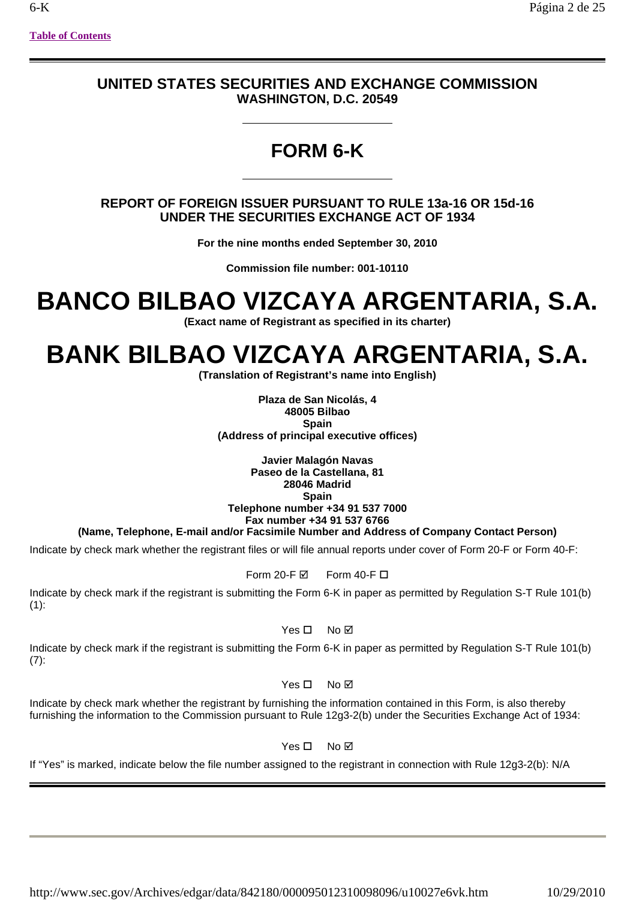**Table of Contents**

# UNITED STATES SECURITIES AND EXCHANGE COMMISSION
**WASHINGTON, D.C. 20549**

# FORM 6-K

**REPORT OF FOREIGN ISSUER PURSUANT TO RULE 13a-16 OR 15d-16 UNDER THE SECURITIES EXCHANGE ACT OF 1934**

**For the nine months ended September 30, 2010**

**Commission file number: 001-10110**

# BANCO BILBAO VIZCAYA ARGENTARIA, S.A.
**(Exact name of Registrant as specified in its charter)**

# BANK BILBAO VIZCAYA ARGENTARIA, S.A.
**(Translation of Registrant's name into English)**

**Plaza de San Nicolás, 4**
**48005 Bilbao**
**Spain**
**(Address of principal executive offices)**

**Javier Malagón Navas**
**Paseo de la Castellana, 81**
**28046 Madrid**
**Spain**
**Telephone number +34 91 537 7000**
**Fax number +34 91 537 6766**
**(Name, Telephone, E-mail and/or Facsimile Number and Address of Company Contact Person)**

Indicate by check mark whether the registrant files or will file annual reports under cover of Form 20-F or Form 40-F:

Form 20-F ☑ Form 40-F ☐

Indicate by check mark if the registrant is submitting the Form 6-K in paper as permitted by Regulation S-T Rule 101(b)(1):

Yes ☐ No ☑

Indicate by check mark if the registrant is submitting the Form 6-K in paper as permitted by Regulation S-T Rule 101(b)(7):

Yes ☐ No ☑

Indicate by check mark whether the registrant by furnishing the information contained in this Form, is also thereby furnishing the information to the Commission pursuant to Rule 12g3-2(b) under the Securities Exchange Act of 1934:

Yes ☐ No ☑

If "Yes" is marked, indicate below the file number assigned to the registrant in connection with Rule 12g3-2(b): N/A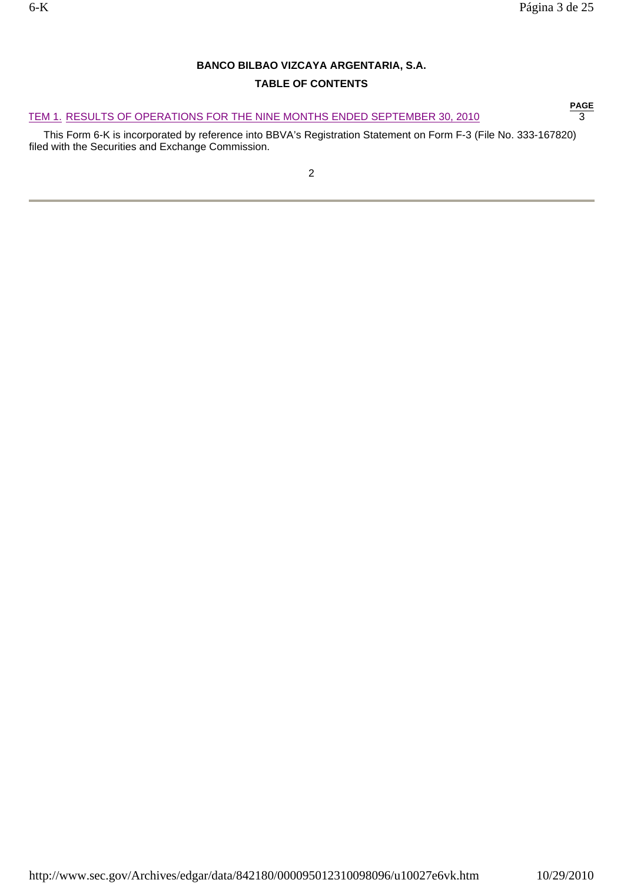**BANCO BILBAO VIZCAYA ARGENTARIA, S.A.**

**TABLE OF CONTENTS**

| | PAGE |
|---|---|
| TEM 1. RESULTS OF OPERATIONS FOR THE NINE MONTHS ENDED SEPTEMBER 30, 2010 | 3 |

This Form 6-K is incorporated by reference into BBVA's Registration Statement on Form F-3 (File No. 333-167820) filed with the Securities and Exchange Commission.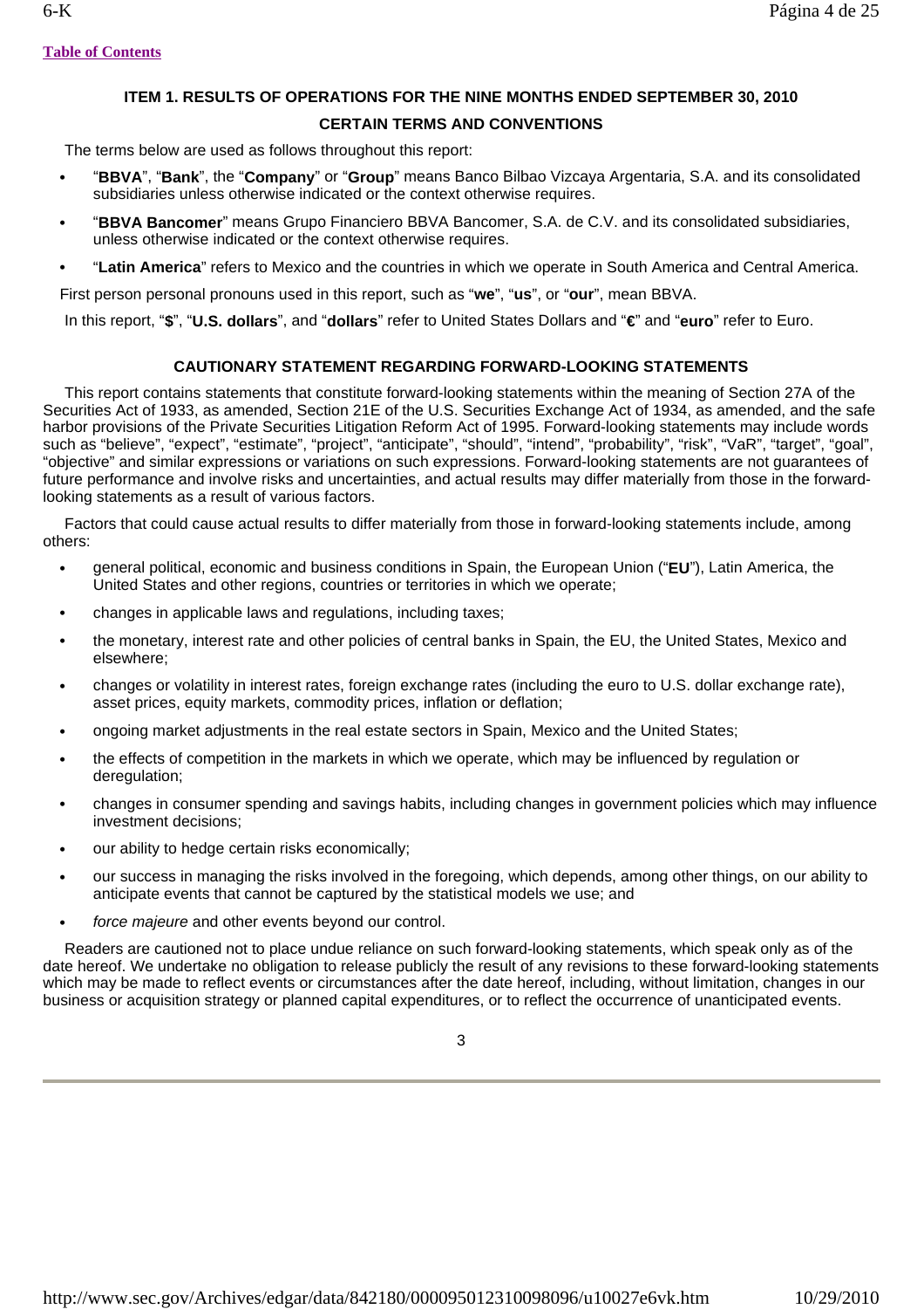## ITEM 1. RESULTS OF OPERATIONS FOR THE NINE MONTHS ENDED SEPTEMBER 30, 2010

### CERTAIN TERMS AND CONVENTIONS

The terms below are used as follows throughout this report:

- "**BBVA**", "**Bank**", the "**Company**" or "**Group**" means Banco Bilbao Vizcaya Argentaria, S.A. and its consolidated subsidiaries unless otherwise indicated or the context otherwise requires.
- "**BBVA Bancomer**" means Grupo Financiero BBVA Bancomer, S.A. de C.V. and its consolidated subsidiaries, unless otherwise indicated or the context otherwise requires.
- "**Latin America**" refers to Mexico and the countries in which we operate in South America and Central America.

First person personal pronouns used in this report, such as "**we**", "**us**", or "**our**", mean BBVA.

In this report, "**$**", "**U.S. dollars**", and "**dollars**" refer to United States Dollars and "**€**" and "**euro**" refer to Euro.

### CAUTIONARY STATEMENT REGARDING FORWARD-LOOKING STATEMENTS

This report contains statements that constitute forward-looking statements within the meaning of Section 27A of the Securities Act of 1933, as amended, Section 21E of the U.S. Securities Exchange Act of 1934, as amended, and the safe harbor provisions of the Private Securities Litigation Reform Act of 1995. Forward-looking statements may include words such as "believe", "expect", "estimate", "project", "anticipate", "should", "intend", "probability", "risk", "VaR", "target", "goal", "objective" and similar expressions or variations on such expressions. Forward-looking statements are not guarantees of future performance and involve risks and uncertainties, and actual results may differ materially from those in the forward-looking statements as a result of various factors.

Factors that could cause actual results to differ materially from those in forward-looking statements include, among others:

- general political, economic and business conditions in Spain, the European Union ("**EU**"), Latin America, the United States and other regions, countries or territories in which we operate;
- changes in applicable laws and regulations, including taxes;
- the monetary, interest rate and other policies of central banks in Spain, the EU, the United States, Mexico and elsewhere;
- changes or volatility in interest rates, foreign exchange rates (including the euro to U.S. dollar exchange rate), asset prices, equity markets, commodity prices, inflation or deflation;
- ongoing market adjustments in the real estate sectors in Spain, Mexico and the United States;
- the effects of competition in the markets in which we operate, which may be influenced by regulation or deregulation;
- changes in consumer spending and savings habits, including changes in government policies which may influence investment decisions;
- our ability to hedge certain risks economically;
- our success in managing the risks involved in the foregoing, which depends, among other things, on our ability to anticipate events that cannot be captured by the statistical models we use; and
- *force majeure* and other events beyond our control.

Readers are cautioned not to place undue reliance on such forward-looking statements, which speak only as of the date hereof. We undertake no obligation to release publicly the result of any revisions to these forward-looking statements which may be made to reflect events or circumstances after the date hereof, including, without limitation, changes in our business or acquisition strategy or planned capital expenditures, or to reflect the occurrence of unanticipated events.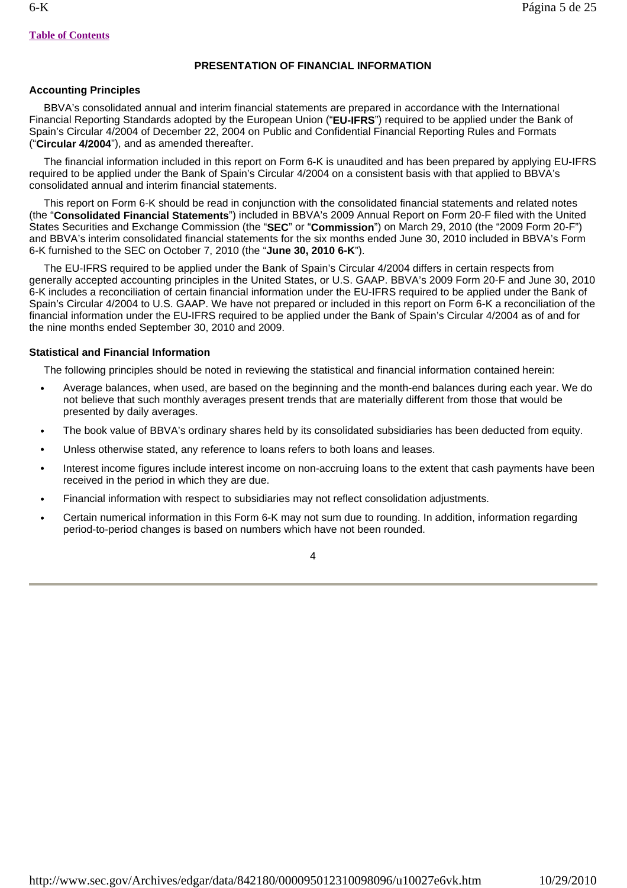## PRESENTATION OF FINANCIAL INFORMATION

### Accounting Principles

BBVA's consolidated annual and interim financial statements are prepared in accordance with the International Financial Reporting Standards adopted by the European Union ("**EU-IFRS**") required to be applied under the Bank of Spain's Circular 4/2004 of December 22, 2004 on Public and Confidential Financial Reporting Rules and Formats ("**Circular 4/2004**"), and as amended thereafter.

The financial information included in this report on Form 6-K is unaudited and has been prepared by applying EU-IFRS required to be applied under the Bank of Spain's Circular 4/2004 on a consistent basis with that applied to BBVA's consolidated annual and interim financial statements.

This report on Form 6-K should be read in conjunction with the consolidated financial statements and related notes (the "**Consolidated Financial Statements**") included in BBVA's 2009 Annual Report on Form 20-F filed with the United States Securities and Exchange Commission (the "**SEC**" or "**Commission**") on March 29, 2010 (the "2009 Form 20-F") and BBVA's interim consolidated financial statements for the six months ended June 30, 2010 included in BBVA's Form 6-K furnished to the SEC on October 7, 2010 (the "**June 30, 2010 6-K**").

The EU-IFRS required to be applied under the Bank of Spain's Circular 4/2004 differs in certain respects from generally accepted accounting principles in the United States, or U.S. GAAP. BBVA's 2009 Form 20-F and June 30, 2010 6-K includes a reconciliation of certain financial information under the EU-IFRS required to be applied under the Bank of Spain's Circular 4/2004 to U.S. GAAP. We have not prepared or included in this report on Form 6-K a reconciliation of the financial information under the EU-IFRS required to be applied under the Bank of Spain's Circular 4/2004 as of and for the nine months ended September 30, 2010 and 2009.

### Statistical and Financial Information

The following principles should be noted in reviewing the statistical and financial information contained herein:

- Average balances, when used, are based on the beginning and the month-end balances during each year. We do not believe that such monthly averages present trends that are materially different from those that would be presented by daily averages.
- The book value of BBVA's ordinary shares held by its consolidated subsidiaries has been deducted from equity.
- Unless otherwise stated, any reference to loans refers to both loans and leases.
- Interest income figures include interest income on non-accruing loans to the extent that cash payments have been received in the period in which they are due.
- Financial information with respect to subsidiaries may not reflect consolidation adjustments.
- Certain numerical information in this Form 6-K may not sum due to rounding. In addition, information regarding period-to-period changes is based on numbers which have not been rounded.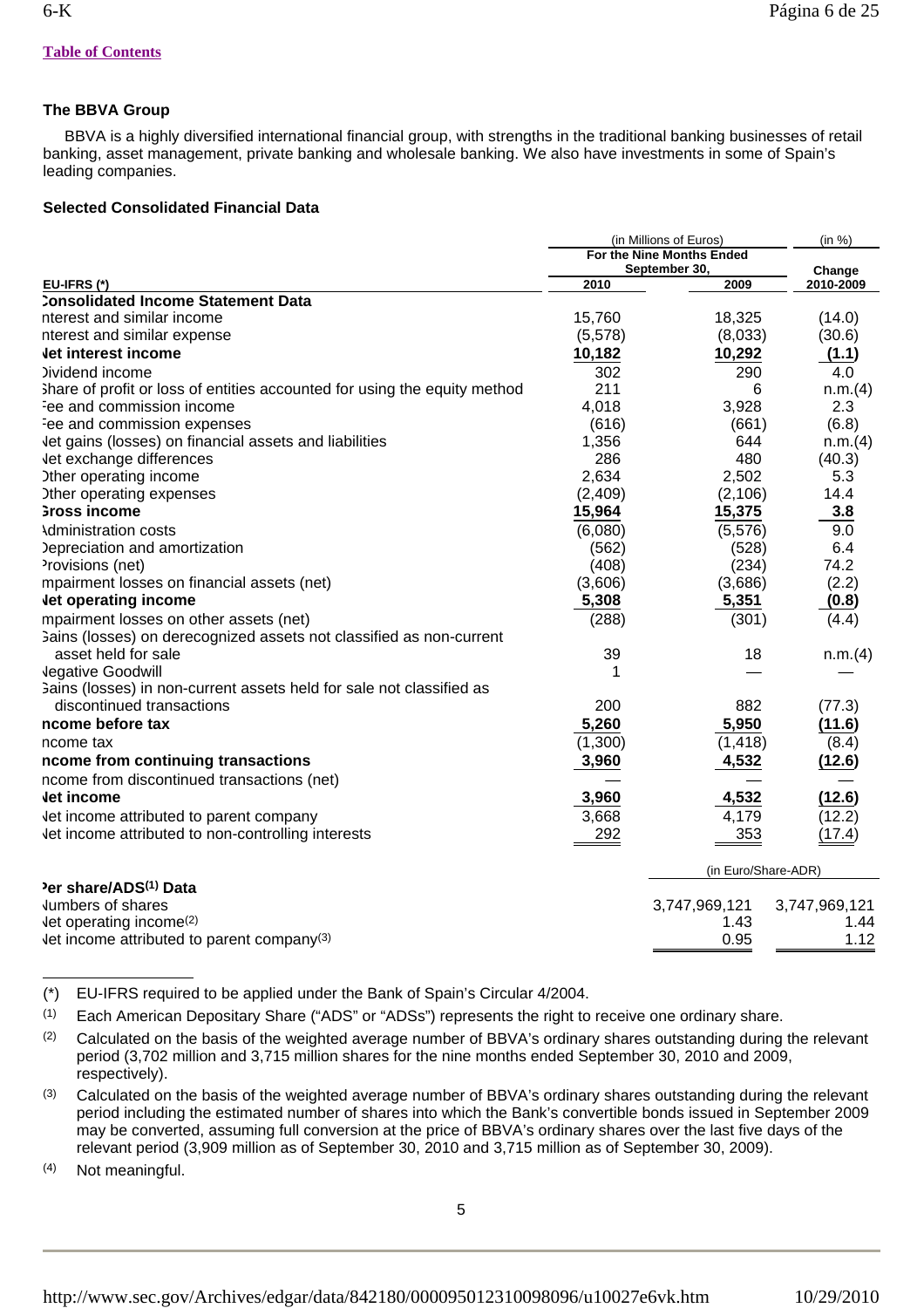[Table of Contents](#)

## The BBVA Group

BBVA is a highly diversified international financial group, with strengths in the traditional banking businesses of retail banking, asset management, private banking and wholesale banking. We also have investments in some of Spain's leading companies.

### Selected Consolidated Financial Data

| | (in Millions of Euros) | | (in %) |
|---|---|---|---|
| | For the Nine Months Ended September 30, | | Change |
| EU-IFRS (*) | 2010 | 2009 | 2010-2009 |
| **Consolidated Income Statement Data** | | | |
| Interest and similar income | 15,760 | 18,325 | (14.0) |
| Interest and similar expense | (5,578) | (8,033) | (30.6) |
| **Net interest income** | **10,182** | **10,292** | **(1.1)** |
| Dividend income | 302 | 290 | 4.0 |
| Share of profit or loss of entities accounted for using the equity method | 211 | 6 | n.m.(4) |
| Fee and commission income | 4,018 | 3,928 | 2.3 |
| Fee and commission expenses | (616) | (661) | (6.8) |
| Net gains (losses) on financial assets and liabilities | 1,356 | 644 | n.m.(4) |
| Net exchange differences | 286 | 480 | (40.3) |
| Other operating income | 2,634 | 2,502 | 5.3 |
| Other operating expenses | (2,409) | (2,106) | 14.4 |
| **Gross income** | **15,964** | **15,375** | **3.8** |
| Administration costs | (6,080) | (5,576) | 9.0 |
| Depreciation and amortization | (562) | (528) | 6.4 |
| Provisions (net) | (408) | (234) | 74.2 |
| Impairment losses on financial assets (net) | (3,606) | (3,686) | (2.2) |
| **Net operating income** | **5,308** | **5,351** | **(0.8)** |
| Impairment losses on other assets (net) | (288) | (301) | (4.4) |
| Gains (losses) on derecognized assets not classified as non-current asset held for sale | 39 | 18 | n.m.(4) |
| Negative Goodwill | 1 | — | — |
| Gains (losses) in non-current assets held for sale not classified as discontinued transactions | 200 | 882 | (77.3) |
| **Income before tax** | **5,260** | **5,950** | **(11.6)** |
| Income tax | (1,300) | (1,418) | (8.4) |
| **Income from continuing transactions** | **3,960** | **4,532** | **(12.6)** |
| Income from discontinued transactions (net) | — | — | — |
| **Net income** | **3,960** | **4,532** | **(12.6)** |
| Net income attributed to parent company | 3,668 | 4,179 | (12.2) |
| Net income attributed to non-controlling interests | 292 | 353 | (17.4) |

| | (in Euro/Share-ADR) | |
|---|---|---|
| **Per share/ADS[1] Data** | | |
| Numbers of shares | 3,747,969,121 | 3,747,969,121 |
| Net operating income[2] | 1.43 | 1.44 |
| Net income attributed to parent company[3] | 0.95 | 1.12 |

(*) EU-IFRS required to be applied under the Bank of Spain's Circular 4/2004.

(1) Each American Depositary Share ("ADS" or "ADSs") represents the right to receive one ordinary share.

(2) Calculated on the basis of the weighted average number of BBVA's ordinary shares outstanding during the relevant period (3,702 million and 3,715 million shares for the nine months ended September 30, 2010 and 2009, respectively).

(3) Calculated on the basis of the weighted average number of BBVA's ordinary shares outstanding during the relevant period including the estimated number of shares into which the Bank's convertible bonds issued in September 2009 may be converted, assuming full conversion at the price of BBVA's ordinary shares over the last five days of the relevant period (3,909 million as of September 30, 2010 and 3,715 million as of September 30, 2009).

(4) Not meaningful.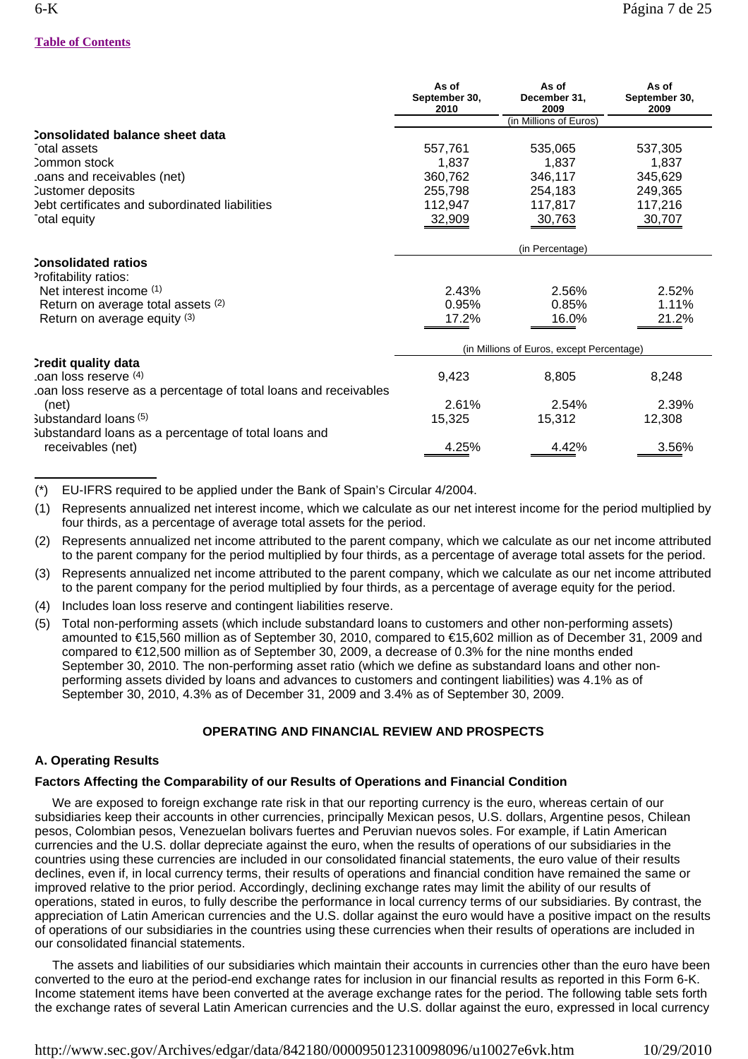[Table of Contents](#)

| | As of September 30, 2010 | As of December 31, 2009 | As of September 30, 2009 |
|---|---|---|---|
| | (in Millions of Euros) | | |
| **Consolidated balance sheet data** | | | |
| Total assets | 557,761 | 535,065 | 537,305 |
| Common stock | 1,837 | 1,837 | 1,837 |
| Loans and receivables (net) | 360,762 | 346,117 | 345,629 |
| Customer deposits | 255,798 | 254,183 | 249,365 |
| Debt certificates and subordinated liabilities | 112,947 | 117,817 | 117,216 |
| Total equity | 32,909 | 30,763 | 30,707 |
| | (in Percentage) | | |
| **Consolidated ratios** | | | |
| Profitability ratios: | | | |
| Net interest income (1) | 2.43% | 2.56% | 2.52% |
| Return on average total assets (2) | 0.95% | 0.85% | 1.11% |
| Return on average equity (3) | 17.2% | 16.0% | 21.2% |
| | (in Millions of Euros, except Percentage) | | |
| **Credit quality data** | | | |
| Loan loss reserve (4) | 9,423 | 8,805 | 8,248 |
| Loan loss reserve as a percentage of total loans and receivables (net) | 2.61% | 2.54% | 2.39% |
| Substandard loans (5) | 15,325 | 15,312 | 12,308 |
| Substandard loans as a percentage of total loans and receivables (net) | 4.25% | 4.42% | 3.56% |

(*) EU-IFRS required to be applied under the Bank of Spain's Circular 4/2004.

(1) Represents annualized net interest income, which we calculate as our net interest income for the period multiplied by four thirds, as a percentage of average total assets for the period.

(2) Represents annualized net income attributed to the parent company, which we calculate as our net income attributed to the parent company for the period multiplied by four thirds, as a percentage of average total assets for the period.

(3) Represents annualized net income attributed to the parent company, which we calculate as our net income attributed to the parent company for the period multiplied by four thirds, as a percentage of average equity for the period.

(4) Includes loan loss reserve and contingent liabilities reserve.

(5) Total non-performing assets (which include substandard loans to customers and other non-performing assets) amounted to €15,560 million as of September 30, 2010, compared to €15,602 million as of December 31, 2009 and compared to €12,500 million as of September 30, 2009, a decrease of 0.3% for the nine months ended September 30, 2010. The non-performing asset ratio (which we define as substandard loans and other non-performing assets divided by loans and advances to customers and contingent liabilities) was 4.1% as of September 30, 2010, 4.3% as of December 31, 2009 and 3.4% as of September 30, 2009.

## OPERATING AND FINANCIAL REVIEW AND PROSPECTS

### A. Operating Results

#### Factors Affecting the Comparability of our Results of Operations and Financial Condition

We are exposed to foreign exchange rate risk in that our reporting currency is the euro, whereas certain of our subsidiaries keep their accounts in other currencies, principally Mexican pesos, U.S. dollars, Argentine pesos, Chilean pesos, Colombian pesos, Venezuelan bolivars fuertes and Peruvian nuevos soles. For example, if Latin American currencies and the U.S. dollar depreciate against the euro, when the results of operations of our subsidiaries in the countries using these currencies are included in our consolidated financial statements, the euro value of their results declines, even if, in local currency terms, their results of operations and financial condition have remained the same or improved relative to the prior period. Accordingly, declining exchange rates may limit the ability of our results of operations, stated in euros, to fully describe the performance in local currency terms of our subsidiaries. By contrast, the appreciation of Latin American currencies and the U.S. dollar against the euro would have a positive impact on the results of operations of our subsidiaries in the countries using these currencies when their results of operations are included in our consolidated financial statements.

The assets and liabilities of our subsidiaries which maintain their accounts in currencies other than the euro have been converted to the euro at the period-end exchange rates for inclusion in our financial results as reported in this Form 6-K. Income statement items have been converted at the average exchange rates for the period. The following table sets forth the exchange rates of several Latin American currencies and the U.S. dollar against the euro, expressed in local currency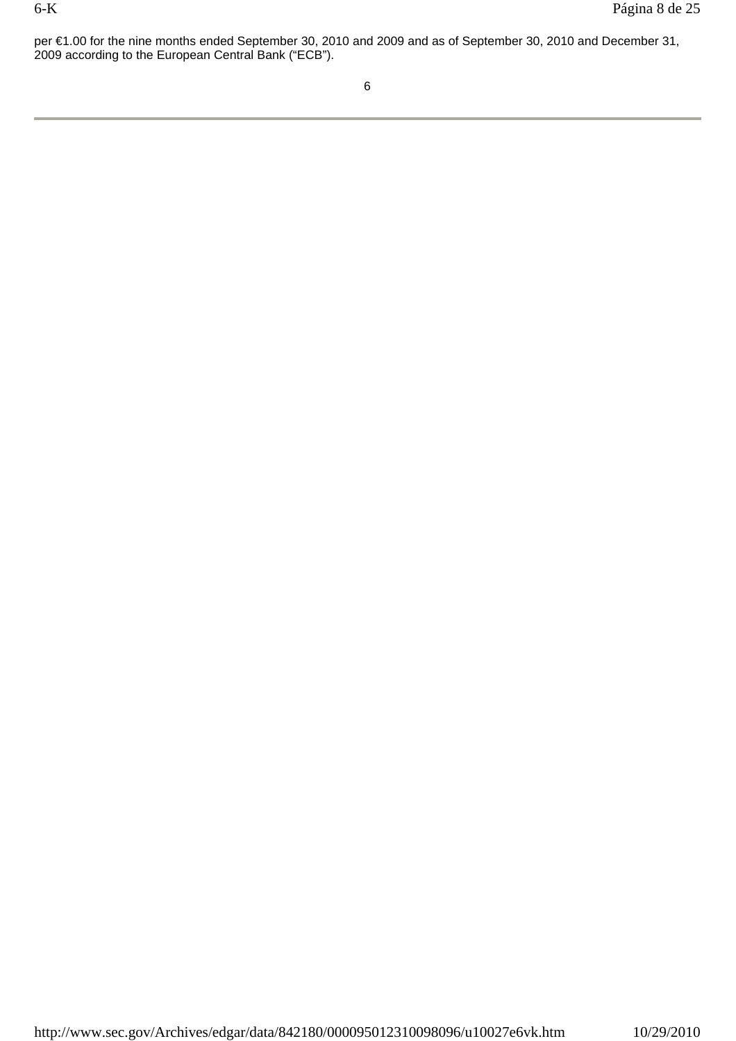per €1.00 for the nine months ended September 30, 2010 and 2009 and as of September 30, 2010 and December 31, 2009 according to the European Central Bank ("ECB").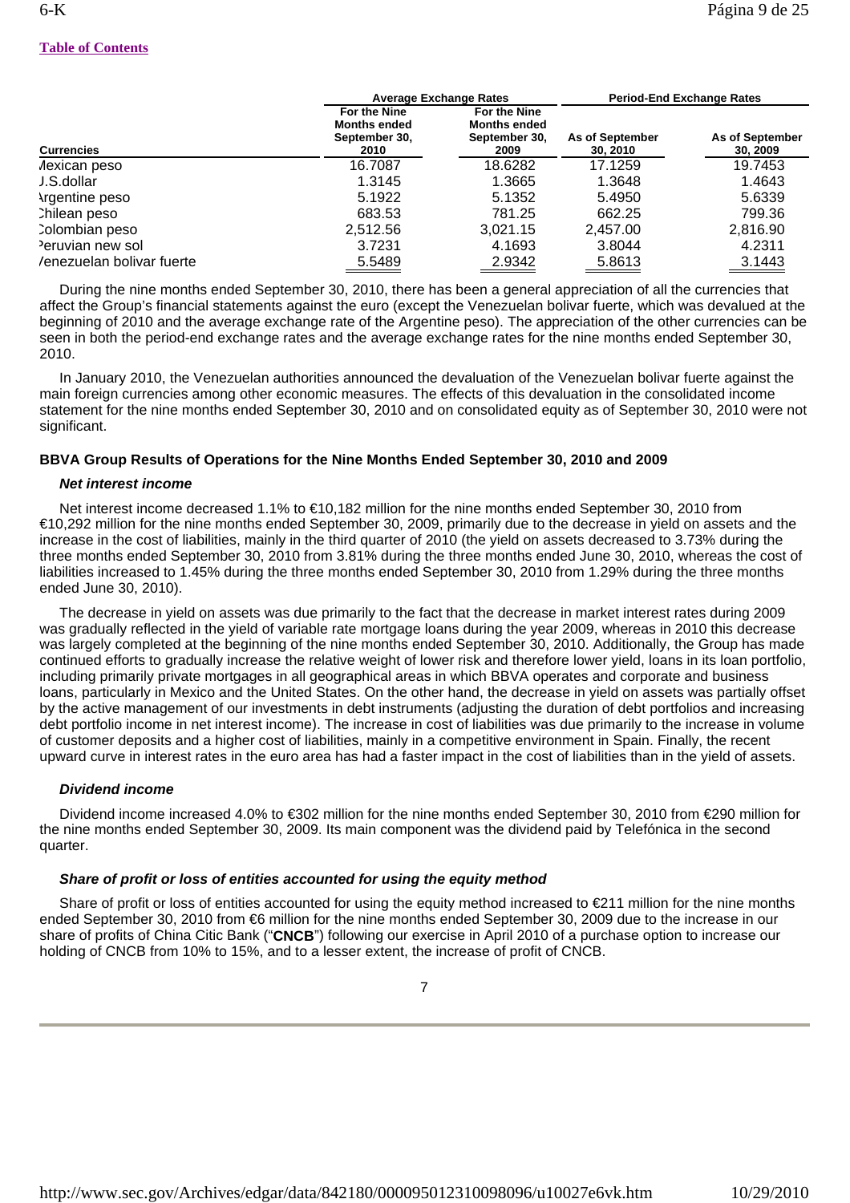[Table of Contents](#)

| Currencies | Average Exchange Rates | | Period-End Exchange Rates | |
|---|---|---|---|---|
| | For the Nine Months ended September 30, 2010 | For the Nine Months ended September 30, 2009 | As of September 30, 2010 | As of September 30, 2009 |
| Mexican peso | 16.7087 | 18.6282 | 17.1259 | 19.7453 |
| U.S.dollar | 1.3145 | 1.3665 | 1.3648 | 1.4643 |
| Argentine peso | 5.1922 | 5.1352 | 5.4950 | 5.6339 |
| Chilean peso | 683.53 | 781.25 | 662.25 | 799.36 |
| Colombian peso | 2,512.56 | 3,021.15 | 2,457.00 | 2,816.90 |
| Peruvian new sol | 3.7231 | 4.1693 | 3.8044 | 4.2311 |
| Venezuelan bolivar fuerte | 5.5489 | 2.9342 | 5.8613 | 3.1443 |

During the nine months ended September 30, 2010, there has been a general appreciation of all the currencies that affect the Group's financial statements against the euro (except the Venezuelan bolivar fuerte, which was devalued at the beginning of 2010 and the average exchange rate of the Argentine peso). The appreciation of the other currencies can be seen in both the period-end exchange rates and the average exchange rates for the nine months ended September 30, 2010.

In January 2010, the Venezuelan authorities announced the devaluation of the Venezuelan bolivar fuerte against the main foreign currencies among other economic measures. The effects of this devaluation in the consolidated income statement for the nine months ended September 30, 2010 and on consolidated equity as of September 30, 2010 were not significant.

**BBVA Group Results of Operations for the Nine Months Ended September 30, 2010 and 2009**

***Net interest income***

Net interest income decreased 1.1% to €10,182 million for the nine months ended September 30, 2010 from €10,292 million for the nine months ended September 30, 2009, primarily due to the decrease in yield on assets and the increase in the cost of liabilities, mainly in the third quarter of 2010 (the yield on assets decreased to 3.73% during the three months ended September 30, 2010 from 3.81% during the three months ended June 30, 2010, whereas the cost of liabilities increased to 1.45% during the three months ended September 30, 2010 from 1.29% during the three months ended June 30, 2010).

The decrease in yield on assets was due primarily to the fact that the decrease in market interest rates during 2009 was gradually reflected in the yield of variable rate mortgage loans during the year 2009, whereas in 2010 this decrease was largely completed at the beginning of the nine months ended September 30, 2010. Additionally, the Group has made continued efforts to gradually increase the relative weight of lower risk and therefore lower yield, loans in its loan portfolio, including primarily private mortgages in all geographical areas in which BBVA operates and corporate and business loans, particularly in Mexico and the United States. On the other hand, the decrease in yield on assets was partially offset by the active management of our investments in debt instruments (adjusting the duration of debt portfolios and increasing debt portfolio income in net interest income). The increase in cost of liabilities was due primarily to the increase in volume of customer deposits and a higher cost of liabilities, mainly in a competitive environment in Spain. Finally, the recent upward curve in interest rates in the euro area has had a faster impact in the cost of liabilities than in the yield of assets.

***Dividend income***

Dividend income increased 4.0% to €302 million for the nine months ended September 30, 2010 from €290 million for the nine months ended September 30, 2009. Its main component was the dividend paid by Telefónica in the second quarter.

***Share of profit or loss of entities accounted for using the equity method***

Share of profit or loss of entities accounted for using the equity method increased to €211 million for the nine months ended September 30, 2010 from €6 million for the nine months ended September 30, 2009 due to the increase in our share of profits of China Citic Bank ("**CNCB**") following our exercise in April 2010 of a purchase option to increase our holding of CNCB from 10% to 15%, and to a lesser extent, the increase of profit of CNCB.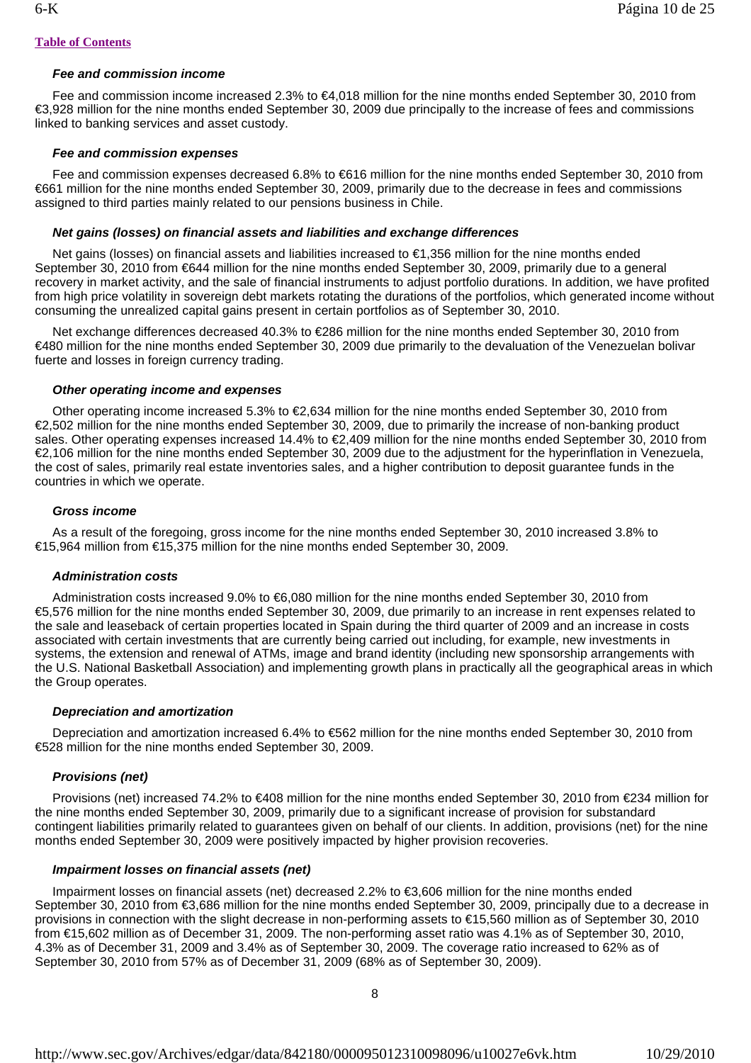#### *Fee and commission income*

Fee and commission income increased 2.3% to €4,018 million for the nine months ended September 30, 2010 from €3,928 million for the nine months ended September 30, 2009 due principally to the increase of fees and commissions linked to banking services and asset custody.

#### *Fee and commission expenses*

Fee and commission expenses decreased 6.8% to €616 million for the nine months ended September 30, 2010 from €661 million for the nine months ended September 30, 2009, primarily due to the decrease in fees and commissions assigned to third parties mainly related to our pensions business in Chile.

#### *Net gains (losses) on financial assets and liabilities and exchange differences*

Net gains (losses) on financial assets and liabilities increased to €1,356 million for the nine months ended September 30, 2010 from €644 million for the nine months ended September 30, 2009, primarily due to a general recovery in market activity, and the sale of financial instruments to adjust portfolio durations. In addition, we have profited from high price volatility in sovereign debt markets rotating the durations of the portfolios, which generated income without consuming the unrealized capital gains present in certain portfolios as of September 30, 2010.

Net exchange differences decreased 40.3% to €286 million for the nine months ended September 30, 2010 from €480 million for the nine months ended September 30, 2009 due primarily to the devaluation of the Venezuelan bolivar fuerte and losses in foreign currency trading.

#### *Other operating income and expenses*

Other operating income increased 5.3% to €2,634 million for the nine months ended September 30, 2010 from €2,502 million for the nine months ended September 30, 2009, due to primarily the increase of non-banking product sales. Other operating expenses increased 14.4% to €2,409 million for the nine months ended September 30, 2010 from €2,106 million for the nine months ended September 30, 2009 due to the adjustment for the hyperinflation in Venezuela, the cost of sales, primarily real estate inventories sales, and a higher contribution to deposit guarantee funds in the countries in which we operate.

#### *Gross income*

As a result of the foregoing, gross income for the nine months ended September 30, 2010 increased 3.8% to €15,964 million from €15,375 million for the nine months ended September 30, 2009.

#### *Administration costs*

Administration costs increased 9.0% to €6,080 million for the nine months ended September 30, 2010 from €5,576 million for the nine months ended September 30, 2009, due primarily to an increase in rent expenses related to the sale and leaseback of certain properties located in Spain during the third quarter of 2009 and an increase in costs associated with certain investments that are currently being carried out including, for example, new investments in systems, the extension and renewal of ATMs, image and brand identity (including new sponsorship arrangements with the U.S. National Basketball Association) and implementing growth plans in practically all the geographical areas in which the Group operates.

#### *Depreciation and amortization*

Depreciation and amortization increased 6.4% to €562 million for the nine months ended September 30, 2010 from €528 million for the nine months ended September 30, 2009.

#### *Provisions (net)*

Provisions (net) increased 74.2% to €408 million for the nine months ended September 30, 2010 from €234 million for the nine months ended September 30, 2009, primarily due to a significant increase of provision for substandard contingent liabilities primarily related to guarantees given on behalf of our clients. In addition, provisions (net) for the nine months ended September 30, 2009 were positively impacted by higher provision recoveries.

#### *Impairment losses on financial assets (net)*

Impairment losses on financial assets (net) decreased 2.2% to €3,606 million for the nine months ended September 30, 2010 from €3,686 million for the nine months ended September 30, 2009, principally due to a decrease in provisions in connection with the slight decrease in non-performing assets to €15,560 million as of September 30, 2010 from €15,602 million as of December 31, 2009. The non-performing asset ratio was 4.1% as of September 30, 2010, 4.3% as of December 31, 2009 and 3.4% as of September 30, 2009. The coverage ratio increased to 62% as of September 30, 2010 from 57% as of December 31, 2009 (68% as of September 30, 2009).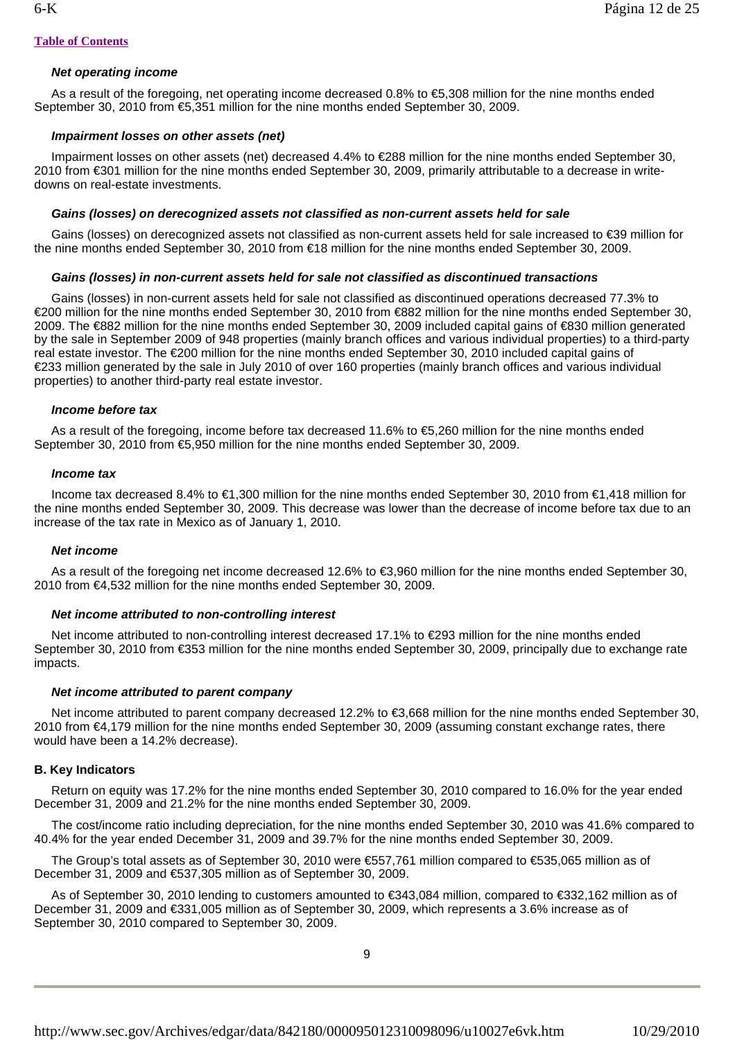[Table of Contents](#)

***Net operating income***

As a result of the foregoing, net operating income decreased 0.8% to €5,308 million for the nine months ended September 30, 2010 from €5,351 million for the nine months ended September 30, 2009.

***Impairment losses on other assets (net)***

Impairment losses on other assets (net) decreased 4.4% to €288 million for the nine months ended September 30, 2010 from €301 million for the nine months ended September 30, 2009, primarily attributable to a decrease in write-downs on real-estate investments.

***Gains (losses) on derecognized assets not classified as non-current assets held for sale***

Gains (losses) on derecognized assets not classified as non-current assets held for sale increased to €39 million for the nine months ended September 30, 2010 from €18 million for the nine months ended September 30, 2009.

***Gains (losses) in non-current assets held for sale not classified as discontinued transactions***

Gains (losses) in non-current assets held for sale not classified as discontinued operations decreased 77.3% to €200 million for the nine months ended September 30, 2010 from €882 million for the nine months ended September 30, 2009. The €882 million for the nine months ended September 30, 2009 included capital gains of €830 million generated by the sale in September 2009 of 948 properties (mainly branch offices and various individual properties) to a third-party real estate investor. The €200 million for the nine months ended September 30, 2010 included capital gains of €233 million generated by the sale in July 2010 of over 160 properties (mainly branch offices and various individual properties) to another third-party real estate investor.

***Income before tax***

As a result of the foregoing, income before tax decreased 11.6% to €5,260 million for the nine months ended September 30, 2010 from €5,950 million for the nine months ended September 30, 2009.

***Income tax***

Income tax decreased 8.4% to €1,300 million for the nine months ended September 30, 2010 from €1,418 million for the nine months ended September 30, 2009. This decrease was lower than the decrease of income before tax due to an increase of the tax rate in Mexico as of January 1, 2010.

***Net income***

As a result of the foregoing net income decreased 12.6% to €3,960 million for the nine months ended September 30, 2010 from €4,532 million for the nine months ended September 30, 2009.

***Net income attributed to non-controlling interest***

Net income attributed to non-controlling interest decreased 17.1% to €293 million for the nine months ended September 30, 2010 from €353 million for the nine months ended September 30, 2009, principally due to exchange rate impacts.

***Net income attributed to parent company***

Net income attributed to parent company decreased 12.2% to €3,668 million for the nine months ended September 30, 2010 from €4,179 million for the nine months ended September 30, 2009 (assuming constant exchange rates, there would have been a 14.2% decrease).

**B. Key Indicators**

Return on equity was 17.2% for the nine months ended September 30, 2010 compared to 16.0% for the year ended December 31, 2009 and 21.2% for the nine months ended September 30, 2009.

The cost/income ratio including depreciation, for the nine months ended September 30, 2010 was 41.6% compared to 40.4% for the year ended December 31, 2009 and 39.7% for the nine months ended September 30, 2009.

The Group's total assets as of September 30, 2010 were €557,761 million compared to €535,065 million as of December 31, 2009 and €537,305 million as of September 30, 2009.

As of September 30, 2010 lending to customers amounted to €343,084 million, compared to €332,162 million as of December 31, 2009 and €331,005 million as of September 30, 2009, which represents a 3.6% increase as of September 30, 2010 compared to September 30, 2009.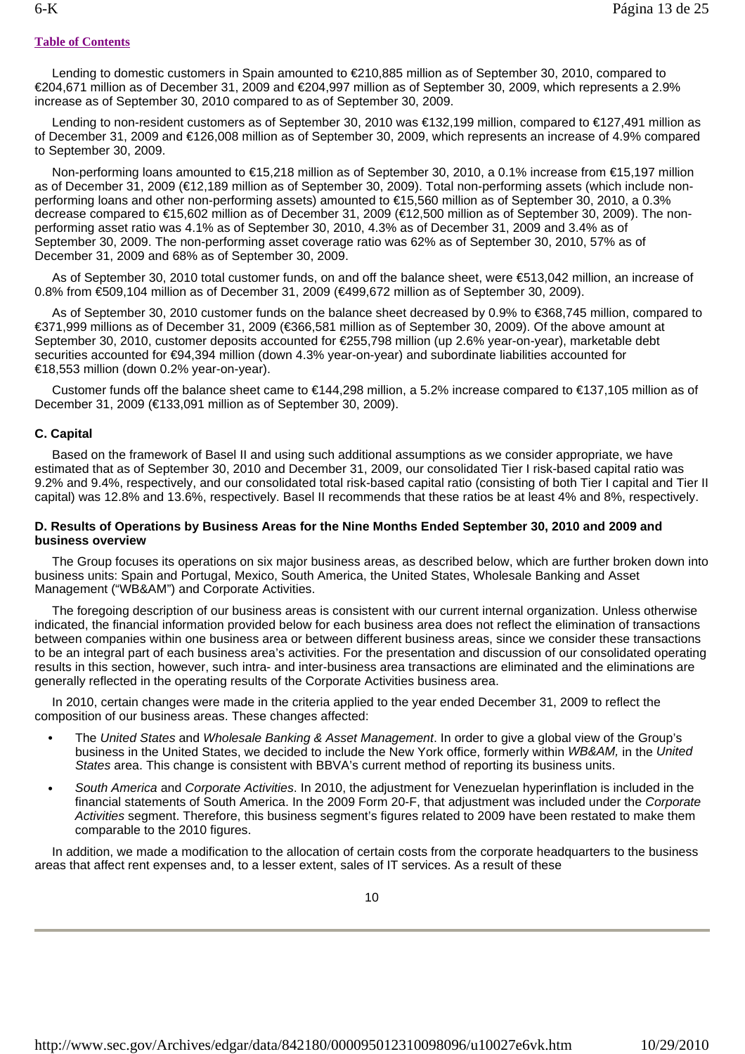Lending to domestic customers in Spain amounted to €210,885 million as of September 30, 2010, compared to €204,671 million as of December 31, 2009 and €204,997 million as of September 30, 2009, which represents a 2.9% increase as of September 30, 2010 compared to as of September 30, 2009.

Lending to non-resident customers as of September 30, 2010 was €132,199 million, compared to €127,491 million as of December 31, 2009 and €126,008 million as of September 30, 2009, which represents an increase of 4.9% compared to September 30, 2009.

Non-performing loans amounted to €15,218 million as of September 30, 2010, a 0.1% increase from €15,197 million as of December 31, 2009 (€12,189 million as of September 30, 2009). Total non-performing assets (which include non-performing loans and other non-performing assets) amounted to €15,560 million as of September 30, 2010, a 0.3% decrease compared to €15,602 million as of December 31, 2009 (€12,500 million as of September 30, 2009). The non-performing asset ratio was 4.1% as of September 30, 2010, 4.3% as of December 31, 2009 and 3.4% as of September 30, 2009. The non-performing asset coverage ratio was 62% as of September 30, 2010, 57% as of December 31, 2009 and 68% as of September 30, 2009.

As of September 30, 2010 total customer funds, on and off the balance sheet, were €513,042 million, an increase of 0.8% from €509,104 million as of December 31, 2009 (€499,672 million as of September 30, 2009).

As of September 30, 2010 customer funds on the balance sheet decreased by 0.9% to €368,745 million, compared to €371,999 millions as of December 31, 2009 (€366,581 million as of September 30, 2009). Of the above amount at September 30, 2010, customer deposits accounted for €255,798 million (up 2.6% year-on-year), marketable debt securities accounted for €94,394 million (down 4.3% year-on-year) and subordinate liabilities accounted for €18,553 million (down 0.2% year-on-year).

Customer funds off the balance sheet came to €144,298 million, a 5.2% increase compared to €137,105 million as of December 31, 2009 (€133,091 million as of September 30, 2009).

### C. Capital

Based on the framework of Basel II and using such additional assumptions as we consider appropriate, we have estimated that as of September 30, 2010 and December 31, 2009, our consolidated Tier I risk-based capital ratio was 9.2% and 9.4%, respectively, and our consolidated total risk-based capital ratio (consisting of both Tier I capital and Tier II capital) was 12.8% and 13.6%, respectively. Basel II recommends that these ratios be at least 4% and 8%, respectively.

### D. Results of Operations by Business Areas for the Nine Months Ended September 30, 2010 and 2009 and business overview

The Group focuses its operations on six major business areas, as described below, which are further broken down into business units: Spain and Portugal, Mexico, South America, the United States, Wholesale Banking and Asset Management ("WB&AM") and Corporate Activities.

The foregoing description of our business areas is consistent with our current internal organization. Unless otherwise indicated, the financial information provided below for each business area does not reflect the elimination of transactions between companies within one business area or between different business areas, since we consider these transactions to be an integral part of each business area's activities. For the presentation and discussion of our consolidated operating results in this section, however, such intra- and inter-business area transactions are eliminated and the eliminations are generally reflected in the operating results of the Corporate Activities business area.

In 2010, certain changes were made in the criteria applied to the year ended December 31, 2009 to reflect the composition of our business areas. These changes affected:

- The *United States* and *Wholesale Banking & Asset Management*. In order to give a global view of the Group's business in the United States, we decided to include the New York office, formerly within *WB&AM,* in the *United States* area. This change is consistent with BBVA's current method of reporting its business units.
- *South America* and *Corporate Activities*. In 2010, the adjustment for Venezuelan hyperinflation is included in the financial statements of South America. In the 2009 Form 20-F, that adjustment was included under the *Corporate Activities* segment. Therefore, this business segment's figures related to 2009 have been restated to make them comparable to the 2010 figures.

In addition, we made a modification to the allocation of certain costs from the corporate headquarters to the business areas that affect rent expenses and, to a lesser extent, sales of IT services. As a result of these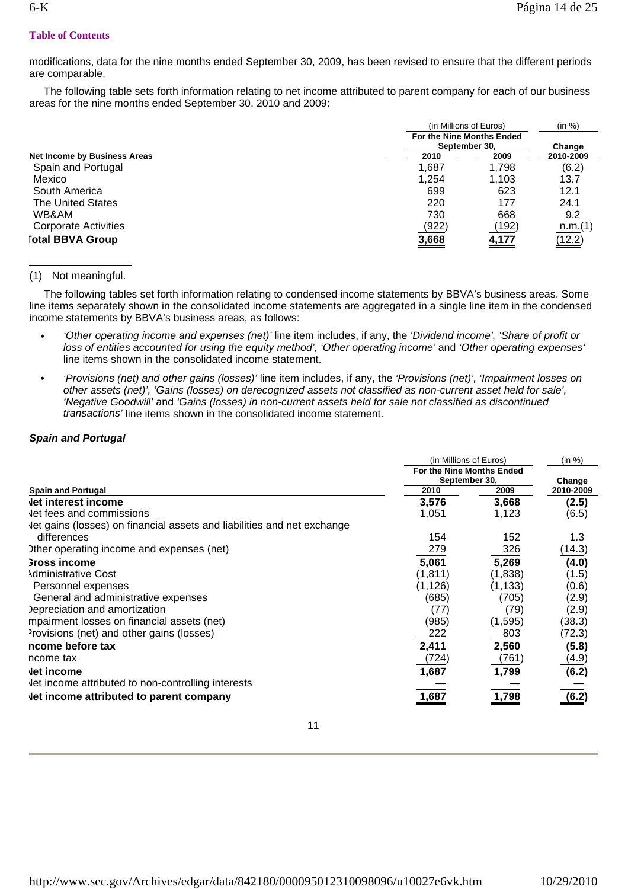modifications, data for the nine months ended September 30, 2009, has been revised to ensure that the different periods are comparable.

The following table sets forth information relating to net income attributed to parent company for each of our business areas for the nine months ended September 30, 2010 and 2009:

| | (in Millions of Euros) | | (in %) |
|---|---|---|---|
| | For the Nine Months Ended September 30, | | Change |
| Net Income by Business Areas | 2010 | 2009 | 2010-2009 |
| Spain and Portugal | 1,687 | 1,798 | (6.2) |
| Mexico | 1,254 | 1,103 | 13.7 |
| South America | 699 | 623 | 12.1 |
| The United States | 220 | 177 | 24.1 |
| WB&AM | 730 | 668 | 9.2 |
| Corporate Activities | (922) | (192) | n.m.(1) |
| **Total BBVA Group** | **3,668** | **4,177** | (12.2) |

(1) Not meaningful.

The following tables set forth information relating to condensed income statements by BBVA's business areas. Some line items separately shown in the consolidated income statements are aggregated in a single line item in the condensed income statements by BBVA's business areas, as follows:

- *'Other operating income and expenses (net)'* line item includes, if any, the *'Dividend income', 'Share of profit or loss of entities accounted for using the equity method', 'Other operating income'* and *'Other operating expenses'* line items shown in the consolidated income statement.
- *'Provisions (net) and other gains (losses)'* line item includes, if any, the *'Provisions (net)', 'Impairment losses on other assets (net)', 'Gains (losses) on derecognized assets not classified as non-current asset held for sale', 'Negative Goodwill'* and *'Gains (losses) in non-current assets held for sale not classified as discontinued transactions'* line items shown in the consolidated income statement.

***Spain and Portugal***

| | (in Millions of Euros) | | (in %) |
|---|---|---|---|
| | For the Nine Months Ended September 30, | | Change |
| Spain and Portugal | 2010 | 2009 | 2010-2009 |
| **Net interest income** | **3,576** | **3,668** | **(2.5)** |
| Net fees and commissions | 1,051 | 1,123 | (6.5) |
| Net gains (losses) on financial assets and liabilities and net exchange differences | 154 | 152 | 1.3 |
| Other operating income and expenses (net) | 279 | 326 | (14.3) |
| **Gross income** | **5,061** | **5,269** | **(4.0)** |
| Administrative Cost | (1,811) | (1,838) | (1.5) |
| Personnel expenses | (1,126) | (1,133) | (0.6) |
| General and administrative expenses | (685) | (705) | (2.9) |
| Depreciation and amortization | (77) | (79) | (2.9) |
| Impairment losses on financial assets (net) | (985) | (1,595) | (38.3) |
| Provisions (net) and other gains (losses) | 222 | 803 | (72.3) |
| **Income before tax** | **2,411** | **2,560** | **(5.8)** |
| Income tax | (724) | (761) | (4.9) |
| **Net income** | **1,687** | **1,799** | **(6.2)** |
| Net income attributed to non-controlling interests | — | — | — |
| **Net income attributed to parent company** | **1,687** | **1,798** | **(6.2)** |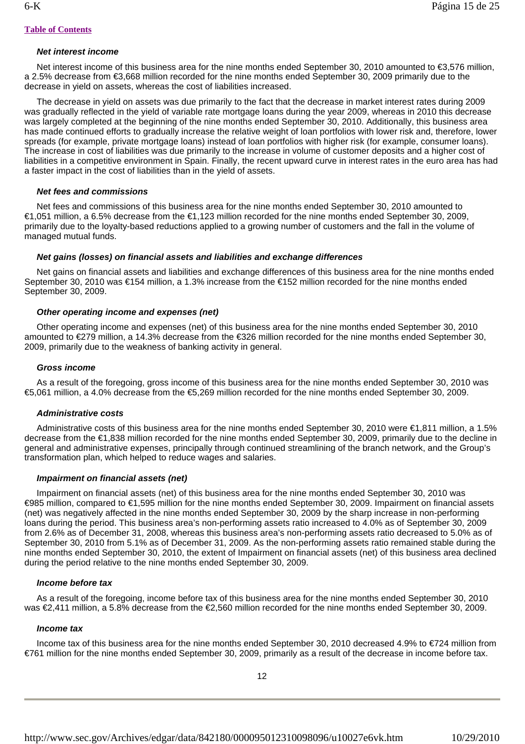[Table of Contents](#)

***Net interest income***

Net interest income of this business area for the nine months ended September 30, 2010 amounted to €3,576 million, a 2.5% decrease from €3,668 million recorded for the nine months ended September 30, 2009 primarily due to the decrease in yield on assets, whereas the cost of liabilities increased.

The decrease in yield on assets was due primarily to the fact that the decrease in market interest rates during 2009 was gradually reflected in the yield of variable rate mortgage loans during the year 2009, whereas in 2010 this decrease was largely completed at the beginning of the nine months ended September 30, 2010. Additionally, this business area has made continued efforts to gradually increase the relative weight of loan portfolios with lower risk and, therefore, lower spreads (for example, private mortgage loans) instead of loan portfolios with higher risk (for example, consumer loans). The increase in cost of liabilities was due primarily to the increase in volume of customer deposits and a higher cost of liabilities in a competitive environment in Spain. Finally, the recent upward curve in interest rates in the euro area has had a faster impact in the cost of liabilities than in the yield of assets.

***Net fees and commissions***

Net fees and commissions of this business area for the nine months ended September 30, 2010 amounted to €1,051 million, a 6.5% decrease from the €1,123 million recorded for the nine months ended September 30, 2009, primarily due to the loyalty-based reductions applied to a growing number of customers and the fall in the volume of managed mutual funds.

***Net gains (losses) on financial assets and liabilities and exchange differences***

Net gains on financial assets and liabilities and exchange differences of this business area for the nine months ended September 30, 2010 was €154 million, a 1.3% increase from the €152 million recorded for the nine months ended September 30, 2009.

***Other operating income and expenses (net)***

Other operating income and expenses (net) of this business area for the nine months ended September 30, 2010 amounted to €279 million, a 14.3% decrease from the €326 million recorded for the nine months ended September 30, 2009, primarily due to the weakness of banking activity in general.

***Gross income***

As a result of the foregoing, gross income of this business area for the nine months ended September 30, 2010 was €5,061 million, a 4.0% decrease from the €5,269 million recorded for the nine months ended September 30, 2009.

***Administrative costs***

Administrative costs of this business area for the nine months ended September 30, 2010 were €1,811 million, a 1.5% decrease from the €1,838 million recorded for the nine months ended September 30, 2009, primarily due to the decline in general and administrative expenses, principally through continued streamlining of the branch network, and the Group's transformation plan, which helped to reduce wages and salaries.

***Impairment on financial assets (net)***

Impairment on financial assets (net) of this business area for the nine months ended September 30, 2010 was €985 million, compared to €1,595 million for the nine months ended September 30, 2009. Impairment on financial assets (net) was negatively affected in the nine months ended September 30, 2009 by the sharp increase in non-performing loans during the period. This business area's non-performing assets ratio increased to 4.0% as of September 30, 2009 from 2.6% as of December 31, 2008, whereas this business area's non-performing assets ratio decreased to 5.0% as of September 30, 2010 from 5.1% as of December 31, 2009. As the non-performing assets ratio remained stable during the nine months ended September 30, 2010, the extent of Impairment on financial assets (net) of this business area declined during the period relative to the nine months ended September 30, 2009.

***Income before tax***

As a result of the foregoing, income before tax of this business area for the nine months ended September 30, 2010 was €2,411 million, a 5.8% decrease from the €2,560 million recorded for the nine months ended September 30, 2009.

***Income tax***

Income tax of this business area for the nine months ended September 30, 2010 decreased 4.9% to €724 million from €761 million for the nine months ended September 30, 2009, primarily as a result of the decrease in income before tax.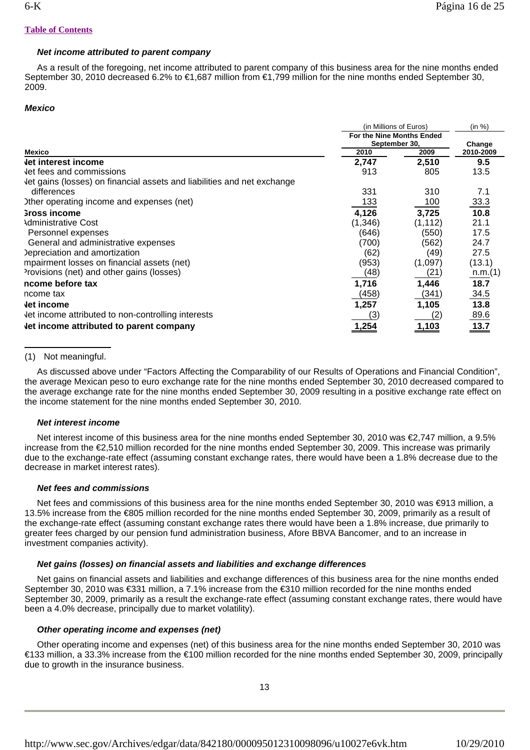[Table of Contents](#)

***Net income attributed to parent company***

As a result of the foregoing, net income attributed to parent company of this business area for the nine months ended September 30, 2010 decreased 6.2% to €1,687 million from €1,799 million for the nine months ended September 30, 2009.

***Mexico***

| Mexico | (in Millions of Euros) For the Nine Months Ended September 30, 2010 | 2009 | (in %) Change 2010-2009 |
|---|---|---|---|
| **Net interest income** | **2,747** | **2,510** | **9.5** |
| Net fees and commissions | 913 | 805 | 13.5 |
| Net gains (losses) on financial assets and liabilities and net exchange differences | 331 | 310 | 7.1 |
| Other operating income and expenses (net) | 133 | 100 | 33.3 |
| **Gross income** | **4,126** | **3,725** | **10.8** |
| Administrative Cost | (1,346) | (1,112) | 21.1 |
| Personnel expenses | (646) | (550) | 17.5 |
| General and administrative expenses | (700) | (562) | 24.7 |
| Depreciation and amortization | (62) | (49) | 27.5 |
| Impairment losses on financial assets (net) | (953) | (1,097) | (13.1) |
| Provisions (net) and other gains (losses) | (48) | (21) | n.m.(1) |
| **Income before tax** | **1,716** | **1,446** | **18.7** |
| Income tax | (458) | (341) | 34.5 |
| **Net income** | **1,257** | **1,105** | **13.8** |
| Net income attributed to non-controlling interests | (3) | (2) | 89.6 |
| **Net income attributed to parent company** | **1,254** | **1,103** | **13.7** |

(1) Not meaningful.

As discussed above under "Factors Affecting the Comparability of our Results of Operations and Financial Condition", the average Mexican peso to euro exchange rate for the nine months ended September 30, 2010 decreased compared to the average exchange rate for the nine months ended September 30, 2009 resulting in a positive exchange rate effect on the income statement for the nine months ended September 30, 2010.

***Net interest income***

Net interest income of this business area for the nine months ended September 30, 2010 was €2,747 million, a 9.5% increase from the €2,510 million recorded for the nine months ended September 30, 2009. This increase was primarily due to the exchange-rate effect (assuming constant exchange rates, there would have been a 1.8% decrease due to the decrease in market interest rates).

***Net fees and commissions***

Net fees and commissions of this business area for the nine months ended September 30, 2010 was €913 million, a 13.5% increase from the €805 million recorded for the nine months ended September 30, 2009, primarily as a result of the exchange-rate effect (assuming constant exchange rates there would have been a 1.8% increase, due primarily to greater fees charged by our pension fund administration business, Afore BBVA Bancomer, and to an increase in investment companies activity).

***Net gains (losses) on financial assets and liabilities and exchange differences***

Net gains on financial assets and liabilities and exchange differences of this business area for the nine months ended September 30, 2010 was €331 million, a 7.1% increase from the €310 million recorded for the nine months ended September 30, 2009, primarily as a result the exchange-rate effect (assuming constant exchange rates, there would have been a 4.0% decrease, principally due to market volatility).

***Other operating income and expenses (net)***

Other operating income and expenses (net) of this business area for the nine months ended September 30, 2010 was €133 million, a 33.3% increase from the €100 million recorded for the nine months ended September 30, 2009, principally due to growth in the insurance business.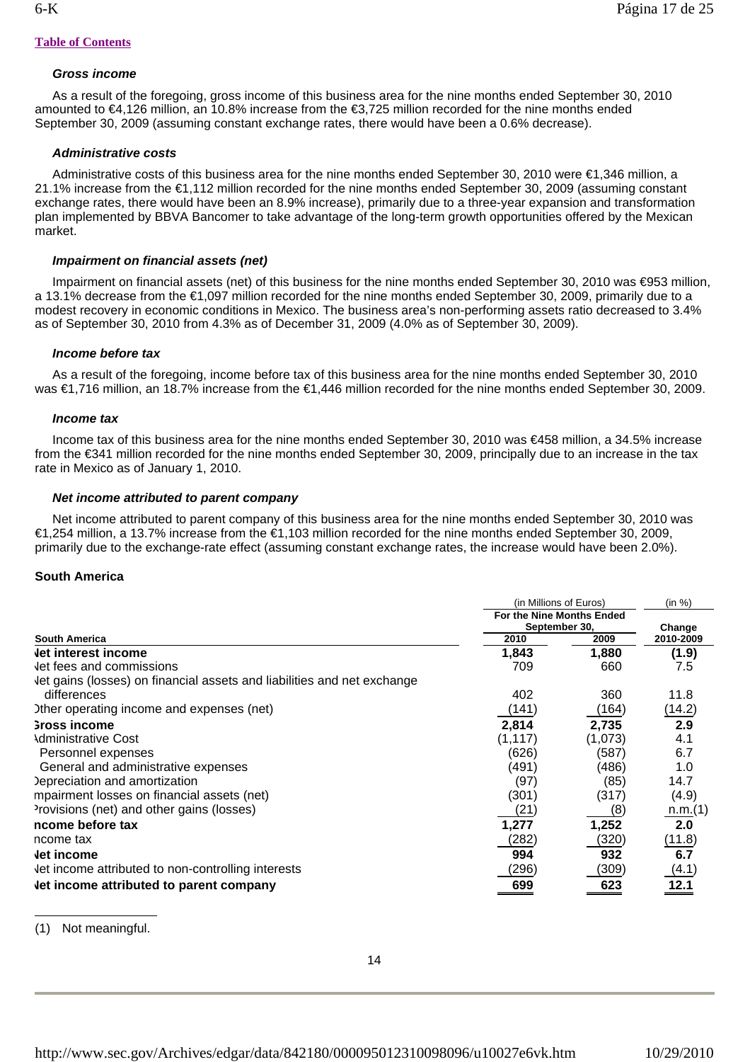[Table of Contents](#)

### *Gross income*

As a result of the foregoing, gross income of this business area for the nine months ended September 30, 2010 amounted to €4,126 million, an 10.8% increase from the €3,725 million recorded for the nine months ended September 30, 2009 (assuming constant exchange rates, there would have been a 0.6% decrease).

### *Administrative costs*

Administrative costs of this business area for the nine months ended September 30, 2010 were €1,346 million, a 21.1% increase from the €1,112 million recorded for the nine months ended September 30, 2009 (assuming constant exchange rates, there would have been an 8.9% increase), primarily due to a three-year expansion and transformation plan implemented by BBVA Bancomer to take advantage of the long-term growth opportunities offered by the Mexican market.

### *Impairment on financial assets (net)*

Impairment on financial assets (net) of this business for the nine months ended September 30, 2010 was €953 million, a 13.1% decrease from the €1,097 million recorded for the nine months ended September 30, 2009, primarily due to a modest recovery in economic conditions in Mexico. The business area's non-performing assets ratio decreased to 3.4% as of September 30, 2010 from 4.3% as of December 31, 2009 (4.0% as of September 30, 2009).

### *Income before tax*

As a result of the foregoing, income before tax of this business area for the nine months ended September 30, 2010 was €1,716 million, an 18.7% increase from the €1,446 million recorded for the nine months ended September 30, 2009.

### *Income tax*

Income tax of this business area for the nine months ended September 30, 2010 was €458 million, a 34.5% increase from the €341 million recorded for the nine months ended September 30, 2009, principally due to an increase in the tax rate in Mexico as of January 1, 2010.

### *Net income attributed to parent company*

Net income attributed to parent company of this business area for the nine months ended September 30, 2010 was €1,254 million, a 13.7% increase from the €1,103 million recorded for the nine months ended September 30, 2009, primarily due to the exchange-rate effect (assuming constant exchange rates, the increase would have been 2.0%).

## South America

| | (in Millions of Euros) | | (in %) |
|---|---|---|---|
| | For the Nine Months Ended September 30, | | Change |
| **South America** | **2010** | **2009** | **2010-2009** |
| **Net interest income** | **1,843** | **1,880** | **(1.9)** |
| Net fees and commissions | 709 | 660 | 7.5 |
| Net gains (losses) on financial assets and liabilities and net exchange differences | 402 | 360 | 11.8 |
| Other operating income and expenses (net) | (141) | (164) | (14.2) |
| **Gross income** | **2,814** | **2,735** | **2.9** |
| Administrative Cost | (1,117) | (1,073) | 4.1 |
| Personnel expenses | (626) | (587) | 6.7 |
| General and administrative expenses | (491) | (486) | 1.0 |
| Depreciation and amortization | (97) | (85) | 14.7 |
| Impairment losses on financial assets (net) | (301) | (317) | (4.9) |
| Provisions (net) and other gains (losses) | (21) | (8) | n.m.(1) |
| **Income before tax** | **1,277** | **1,252** | **2.0** |
| Income tax | (282) | (320) | (11.8) |
| **Net income** | **994** | **932** | **6.7** |
| Net income attributed to non-controlling interests | (296) | (309) | (4.1) |
| **Net income attributed to parent company** | **699** | **623** | **12.1** |

(1) Not meaningful.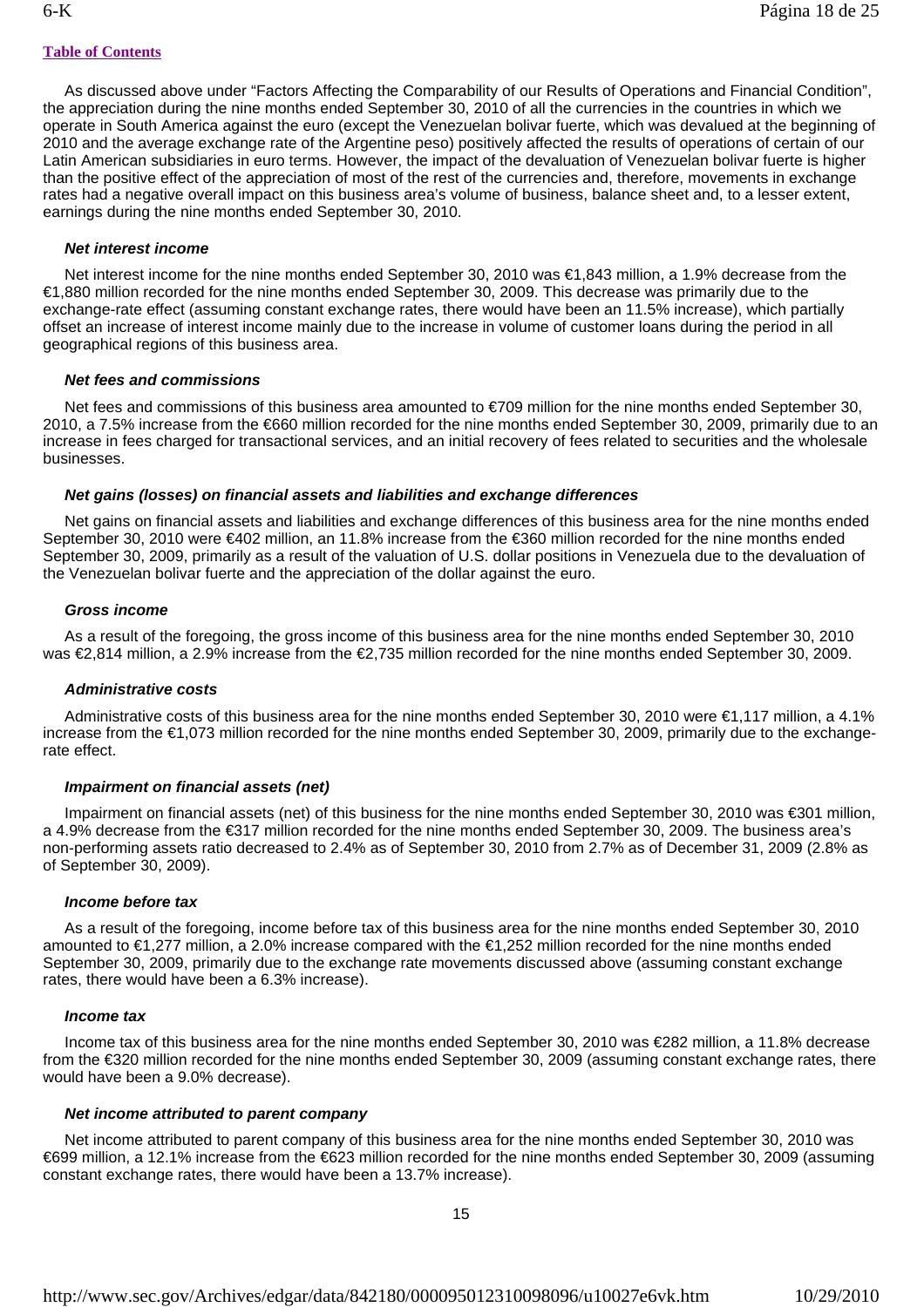As discussed above under "Factors Affecting the Comparability of our Results of Operations and Financial Condition", the appreciation during the nine months ended September 30, 2010 of all the currencies in the countries in which we operate in South America against the euro (except the Venezuelan bolivar fuerte, which was devalued at the beginning of 2010 and the average exchange rate of the Argentine peso) positively affected the results of operations of certain of our Latin American subsidiaries in euro terms. However, the impact of the devaluation of Venezuelan bolivar fuerte is higher than the positive effect of the appreciation of most of the rest of the currencies and, therefore, movements in exchange rates had a negative overall impact on this business area's volume of business, balance sheet and, to a lesser extent, earnings during the nine months ended September 30, 2010.

#### *Net interest income*

Net interest income for the nine months ended September 30, 2010 was €1,843 million, a 1.9% decrease from the €1,880 million recorded for the nine months ended September 30, 2009. This decrease was primarily due to the exchange-rate effect (assuming constant exchange rates, there would have been an 11.5% increase), which partially offset an increase of interest income mainly due to the increase in volume of customer loans during the period in all geographical regions of this business area.

#### *Net fees and commissions*

Net fees and commissions of this business area amounted to €709 million for the nine months ended September 30, 2010, a 7.5% increase from the €660 million recorded for the nine months ended September 30, 2009, primarily due to an increase in fees charged for transactional services, and an initial recovery of fees related to securities and the wholesale businesses.

#### *Net gains (losses) on financial assets and liabilities and exchange differences*

Net gains on financial assets and liabilities and exchange differences of this business area for the nine months ended September 30, 2010 were €402 million, an 11.8% increase from the €360 million recorded for the nine months ended September 30, 2009, primarily as a result of the valuation of U.S. dollar positions in Venezuela due to the devaluation of the Venezuelan bolivar fuerte and the appreciation of the dollar against the euro.

#### *Gross income*

As a result of the foregoing, the gross income of this business area for the nine months ended September 30, 2010 was €2,814 million, a 2.9% increase from the €2,735 million recorded for the nine months ended September 30, 2009.

#### *Administrative costs*

Administrative costs of this business area for the nine months ended September 30, 2010 were €1,117 million, a 4.1% increase from the €1,073 million recorded for the nine months ended September 30, 2009, primarily due to the exchange-rate effect.

#### *Impairment on financial assets (net)*

Impairment on financial assets (net) of this business for the nine months ended September 30, 2010 was €301 million, a 4.9% decrease from the €317 million recorded for the nine months ended September 30, 2009. The business area's non-performing assets ratio decreased to 2.4% as of September 30, 2010 from 2.7% as of December 31, 2009 (2.8% as of September 30, 2009).

#### *Income before tax*

As a result of the foregoing, income before tax of this business area for the nine months ended September 30, 2010 amounted to €1,277 million, a 2.0% increase compared with the €1,252 million recorded for the nine months ended September 30, 2009, primarily due to the exchange rate movements discussed above (assuming constant exchange rates, there would have been a 6.3% increase).

#### *Income tax*

Income tax of this business area for the nine months ended September 30, 2010 was €282 million, a 11.8% decrease from the €320 million recorded for the nine months ended September 30, 2009 (assuming constant exchange rates, there would have been a 9.0% decrease).

#### *Net income attributed to parent company*

Net income attributed to parent company of this business area for the nine months ended September 30, 2010 was €699 million, a 12.1% increase from the €623 million recorded for the nine months ended September 30, 2009 (assuming constant exchange rates, there would have been a 13.7% increase).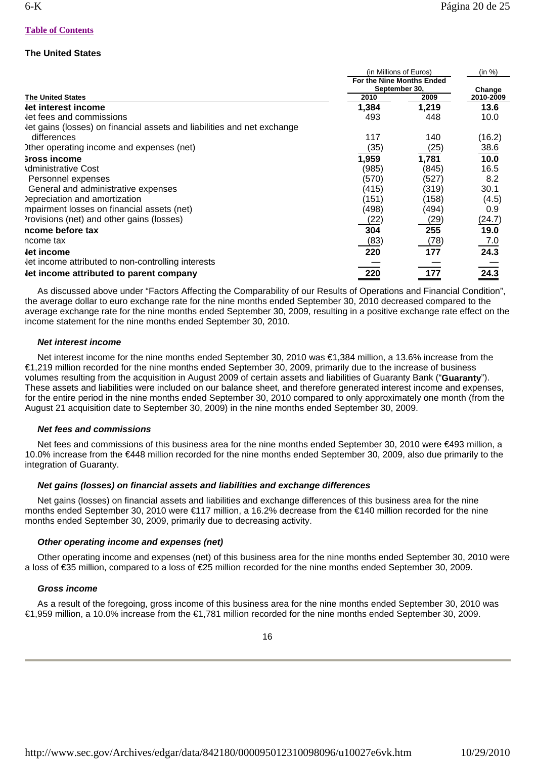[Table of Contents](#)

## The United States

| The United States | (in Millions of Euros) For the Nine Months Ended September 30, 2010 | 2009 | (in %) Change 2010-2009 |
|---|---|---|---|
| **Net interest income** | **1,384** | **1,219** | **13.6** |
| Net fees and commissions | 493 | 448 | 10.0 |
| Net gains (losses) on financial assets and liabilities and net exchange differences | 117 | 140 | (16.2) |
| Other operating income and expenses (net) | (35) | (25) | 38.6 |
| **Gross income** | **1,959** | **1,781** | **10.0** |
| Administrative Cost | (985) | (845) | 16.5 |
| Personnel expenses | (570) | (527) | 8.2 |
| General and administrative expenses | (415) | (319) | 30.1 |
| Depreciation and amortization | (151) | (158) | (4.5) |
| Impairment losses on financial assets (net) | (498) | (494) | 0.9 |
| Provisions (net) and other gains (losses) | (22) | (29) | (24.7) |
| **Income before tax** | **304** | **255** | **19.0** |
| Income tax | (83) | (78) | 7.0 |
| **Net income** | **220** | **177** | **24.3** |
| Net income attributed to non-controlling interests | — | — | — |
| **Net income attributed to parent company** | **220** | **177** | **24.3** |

As discussed above under "Factors Affecting the Comparability of our Results of Operations and Financial Condition", the average dollar to euro exchange rate for the nine months ended September 30, 2010 decreased compared to the average exchange rate for the nine months ended September 30, 2009, resulting in a positive exchange rate effect on the income statement for the nine months ended September 30, 2010.

### *Net interest income*

Net interest income for the nine months ended September 30, 2010 was €1,384 million, a 13.6% increase from the €1,219 million recorded for the nine months ended September 30, 2009, primarily due to the increase of business volumes resulting from the acquisition in August 2009 of certain assets and liabilities of Guaranty Bank ("**Guaranty**"). These assets and liabilities were included on our balance sheet, and therefore generated interest income and expenses, for the entire period in the nine months ended September 30, 2010 compared to only approximately one month (from the August 21 acquisition date to September 30, 2009) in the nine months ended September 30, 2009.

### *Net fees and commissions*

Net fees and commissions of this business area for the nine months ended September 30, 2010 were €493 million, a 10.0% increase from the €448 million recorded for the nine months ended September 30, 2009, also due primarily to the integration of Guaranty.

### *Net gains (losses) on financial assets and liabilities and exchange differences*

Net gains (losses) on financial assets and liabilities and exchange differences of this business area for the nine months ended September 30, 2010 were €117 million, a 16.2% decrease from the €140 million recorded for the nine months ended September 30, 2009, primarily due to decreasing activity.

### *Other operating income and expenses (net)*

Other operating income and expenses (net) of this business area for the nine months ended September 30, 2010 were a loss of €35 million, compared to a loss of €25 million recorded for the nine months ended September 30, 2009.

### *Gross income*

As a result of the foregoing, gross income of this business area for the nine months ended September 30, 2010 was €1,959 million, a 10.0% increase from the €1,781 million recorded for the nine months ended September 30, 2009.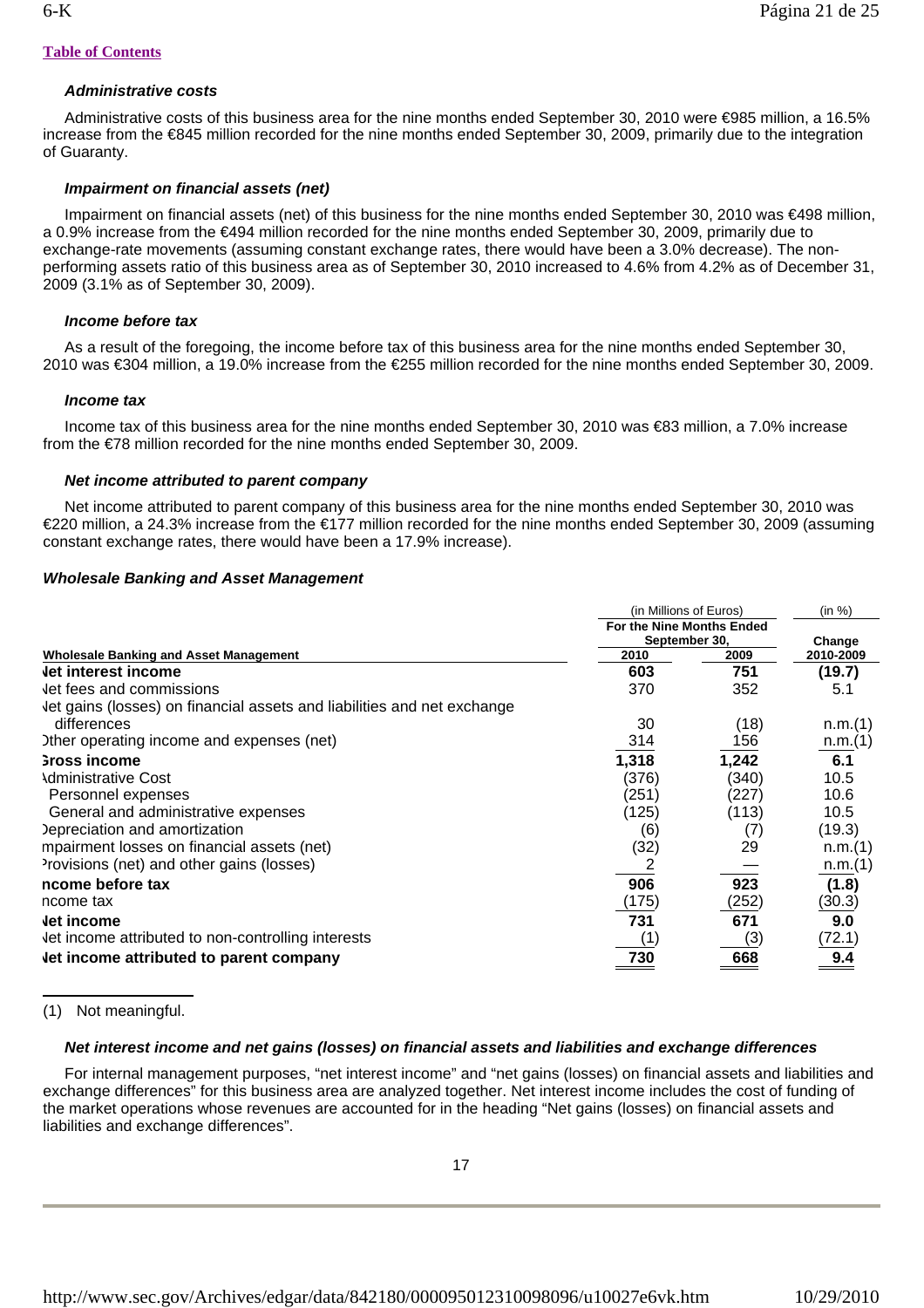[Table of Contents](#)

#### *Administrative costs*

Administrative costs of this business area for the nine months ended September 30, 2010 were €985 million, a 16.5% increase from the €845 million recorded for the nine months ended September 30, 2009, primarily due to the integration of Guaranty.

#### *Impairment on financial assets (net)*

Impairment on financial assets (net) of this business for the nine months ended September 30, 2010 was €498 million, a 0.9% increase from the €494 million recorded for the nine months ended September 30, 2009, primarily due to exchange-rate movements (assuming constant exchange rates, there would have been a 3.0% decrease). The non-performing assets ratio of this business area as of September 30, 2010 increased to 4.6% from 4.2% as of December 31, 2009 (3.1% as of September 30, 2009).

#### *Income before tax*

As a result of the foregoing, the income before tax of this business area for the nine months ended September 30, 2010 was €304 million, a 19.0% increase from the €255 million recorded for the nine months ended September 30, 2009.

#### *Income tax*

Income tax of this business area for the nine months ended September 30, 2010 was €83 million, a 7.0% increase from the €78 million recorded for the nine months ended September 30, 2009.

#### *Net income attributed to parent company*

Net income attributed to parent company of this business area for the nine months ended September 30, 2010 was €220 million, a 24.3% increase from the €177 million recorded for the nine months ended September 30, 2009 (assuming constant exchange rates, there would have been a 17.9% increase).

### *Wholesale Banking and Asset Management*

| | (in Millions of Euros) | | (in %) |
|---|---|---|---|
| | For the Nine Months Ended September 30, | | Change |
| **Wholesale Banking and Asset Management** | 2010 | 2009 | 2010-2009 |
| **Net interest income** | **603** | **751** | **(19.7)** |
| Net fees and commissions | 370 | 352 | 5.1 |
| Net gains (losses) on financial assets and liabilities and net exchange differences | 30 | (18) | n.m.(1) |
| Other operating income and expenses (net) | 314 | 156 | n.m.(1) |
| **Gross income** | **1,318** | **1,242** | **6.1** |
| Administrative Cost | (376) | (340) | 10.5 |
| Personnel expenses | (251) | (227) | 10.6 |
| General and administrative expenses | (125) | (113) | 10.5 |
| Depreciation and amortization | (6) | (7) | (19.3) |
| Impairment losses on financial assets (net) | (32) | 29 | n.m.(1) |
| Provisions (net) and other gains (losses) | 2 | — | n.m.(1) |
| **Income before tax** | **906** | **923** | **(1.8)** |
| Income tax | (175) | (252) | (30.3) |
| **Net income** | **731** | **671** | **9.0** |
| Net income attributed to non-controlling interests | (1) | (3) | (72.1) |
| **Net income attributed to parent company** | **730** | **668** | **9.4** |

(1) Not meaningful.

#### *Net interest income and net gains (losses) on financial assets and liabilities and exchange differences*

For internal management purposes, "net interest income" and "net gains (losses) on financial assets and liabilities and exchange differences" for this business area are analyzed together. Net interest income includes the cost of funding of the market operations whose revenues are accounted for in the heading "Net gains (losses) on financial assets and liabilities and exchange differences".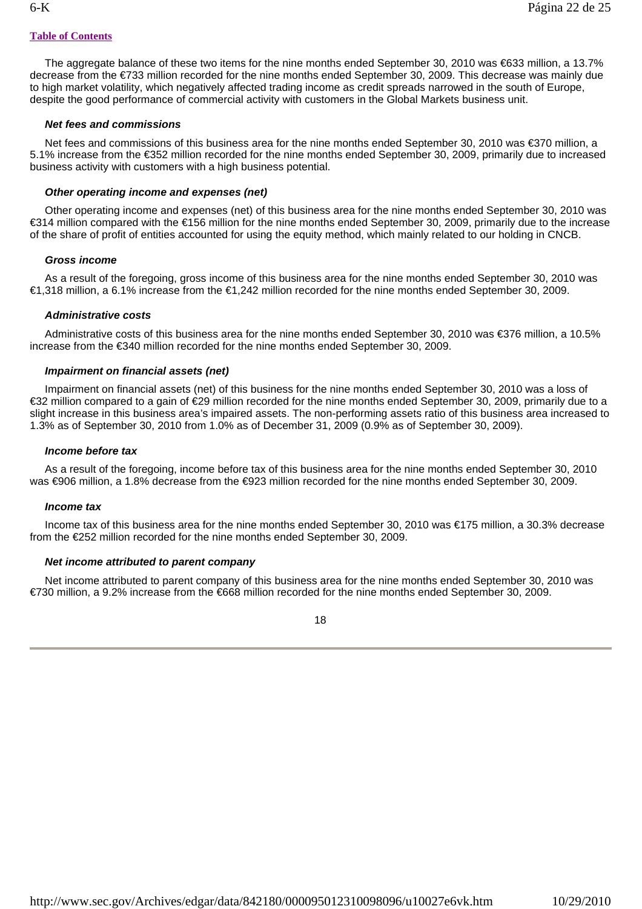The aggregate balance of these two items for the nine months ended September 30, 2010 was €633 million, a 13.7% decrease from the €733 million recorded for the nine months ended September 30, 2009. This decrease was mainly due to high market volatility, which negatively affected trading income as credit spreads narrowed in the south of Europe, despite the good performance of commercial activity with customers in the Global Markets business unit.

***Net fees and commissions***

Net fees and commissions of this business area for the nine months ended September 30, 2010 was €370 million, a 5.1% increase from the €352 million recorded for the nine months ended September 30, 2009, primarily due to increased business activity with customers with a high business potential.

***Other operating income and expenses (net)***

Other operating income and expenses (net) of this business area for the nine months ended September 30, 2010 was €314 million compared with the €156 million for the nine months ended September 30, 2009, primarily due to the increase of the share of profit of entities accounted for using the equity method, which mainly related to our holding in CNCB.

***Gross income***

As a result of the foregoing, gross income of this business area for the nine months ended September 30, 2010 was €1,318 million, a 6.1% increase from the €1,242 million recorded for the nine months ended September 30, 2009.

***Administrative costs***

Administrative costs of this business area for the nine months ended September 30, 2010 was €376 million, a 10.5% increase from the €340 million recorded for the nine months ended September 30, 2009.

***Impairment on financial assets (net)***

Impairment on financial assets (net) of this business for the nine months ended September 30, 2010 was a loss of €32 million compared to a gain of €29 million recorded for the nine months ended September 30, 2009, primarily due to a slight increase in this business area's impaired assets. The non-performing assets ratio of this business area increased to 1.3% as of September 30, 2010 from 1.0% as of December 31, 2009 (0.9% as of September 30, 2009).

***Income before tax***

As a result of the foregoing, income before tax of this business area for the nine months ended September 30, 2010 was €906 million, a 1.8% decrease from the €923 million recorded for the nine months ended September 30, 2009.

***Income tax***

Income tax of this business area for the nine months ended September 30, 2010 was €175 million, a 30.3% decrease from the €252 million recorded for the nine months ended September 30, 2009.

***Net income attributed to parent company***

Net income attributed to parent company of this business area for the nine months ended September 30, 2010 was €730 million, a 9.2% increase from the €668 million recorded for the nine months ended September 30, 2009.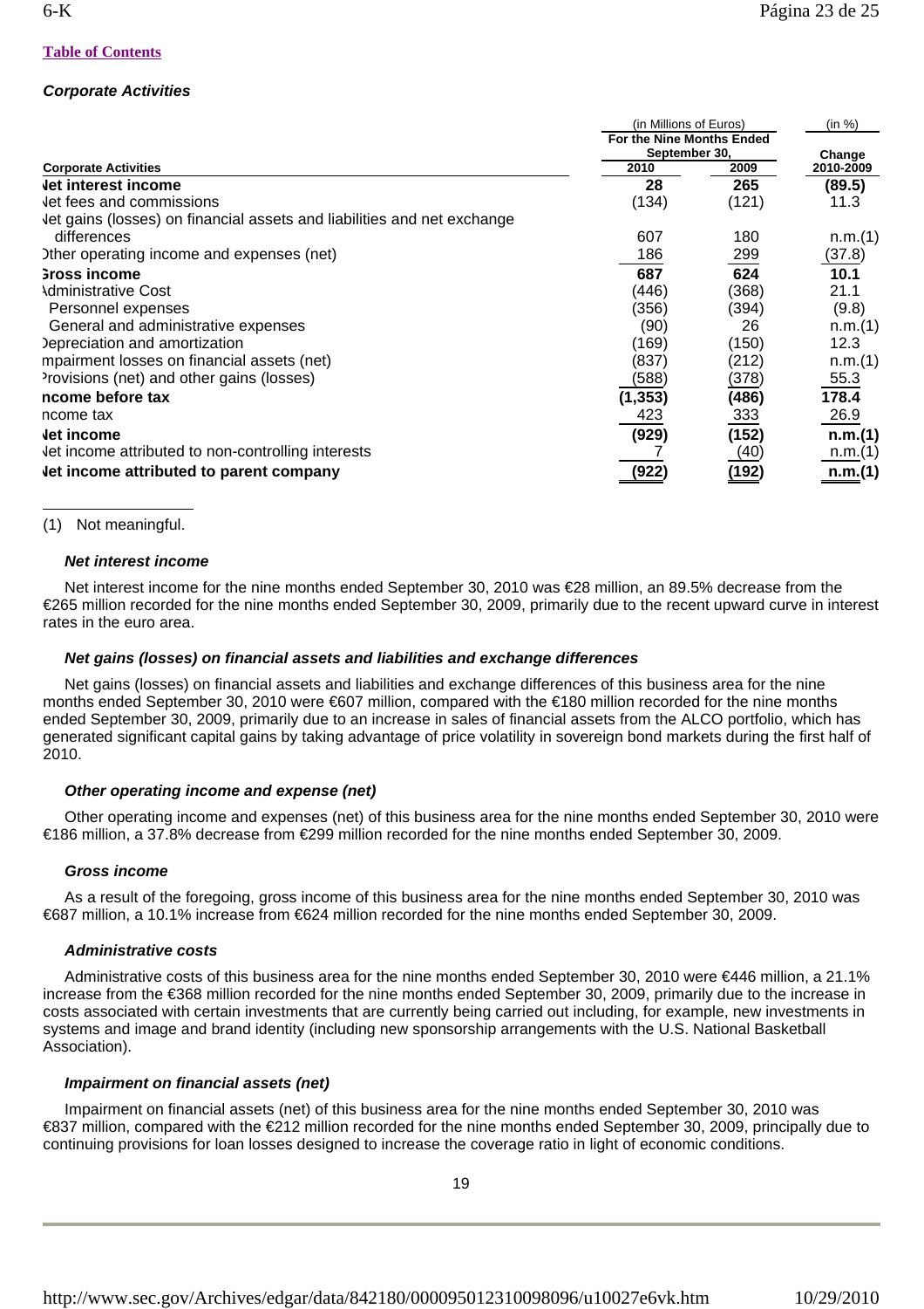[Table of Contents](#)

***Corporate Activities***

| Corporate Activities | (in Millions of Euros) For the Nine Months Ended September 30, | | (in %) |
|---|---|---|---|
| | 2010 | 2009 | Change 2010-2009 |
| **Net interest income** | **28** | **265** | **(89.5)** |
| Net fees and commissions | (134) | (121) | 11.3 |
| Net gains (losses) on financial assets and liabilities and net exchange differences | 607 | 180 | n.m.(1) |
| Other operating income and expenses (net) | 186 | 299 | (37.8) |
| **Gross income** | **687** | **624** | **10.1** |
| Administrative Cost | (446) | (368) | 21.1 |
| Personnel expenses | (356) | (394) | (9.8) |
| General and administrative expenses | (90) | 26 | n.m.(1) |
| Depreciation and amortization | (169) | (150) | 12.3 |
| Impairment losses on financial assets (net) | (837) | (212) | n.m.(1) |
| Provisions (net) and other gains (losses) | (588) | (378) | 55.3 |
| **Income before tax** | **(1,353)** | **(486)** | **178.4** |
| Income tax | 423 | 333 | 26.9 |
| **Net income** | **(929)** | **(152)** | **n.m.(1)** |
| Net income attributed to non-controlling interests | 7 | (40) | n.m.(1) |
| **Net income attributed to parent company** | **(922)** | **(192)** | **n.m.(1)** |

(1) Not meaningful.

***Net interest income***

Net interest income for the nine months ended September 30, 2010 was €28 million, an 89.5% decrease from the €265 million recorded for the nine months ended September 30, 2009, primarily due to the recent upward curve in interest rates in the euro area.

***Net gains (losses) on financial assets and liabilities and exchange differences***

Net gains (losses) on financial assets and liabilities and exchange differences of this business area for the nine months ended September 30, 2010 were €607 million, compared with the €180 million recorded for the nine months ended September 30, 2009, primarily due to an increase in sales of financial assets from the ALCO portfolio, which has generated significant capital gains by taking advantage of price volatility in sovereign bond markets during the first half of 2010.

***Other operating income and expense (net)***

Other operating income and expenses (net) of this business area for the nine months ended September 30, 2010 were €186 million, a 37.8% decrease from €299 million recorded for the nine months ended September 30, 2009.

***Gross income***

As a result of the foregoing, gross income of this business area for the nine months ended September 30, 2010 was €687 million, a 10.1% increase from €624 million recorded for the nine months ended September 30, 2009.

***Administrative costs***

Administrative costs of this business area for the nine months ended September 30, 2010 were €446 million, a 21.1% increase from the €368 million recorded for the nine months ended September 30, 2009, primarily due to the increase in costs associated with certain investments that are currently being carried out including, for example, new investments in systems and image and brand identity (including new sponsorship arrangements with the U.S. National Basketball Association).

***Impairment on financial assets (net)***

Impairment on financial assets (net) of this business area for the nine months ended September 30, 2010 was €837 million, compared with the €212 million recorded for the nine months ended September 30, 2009, principally due to continuing provisions for loan losses designed to increase the coverage ratio in light of economic conditions.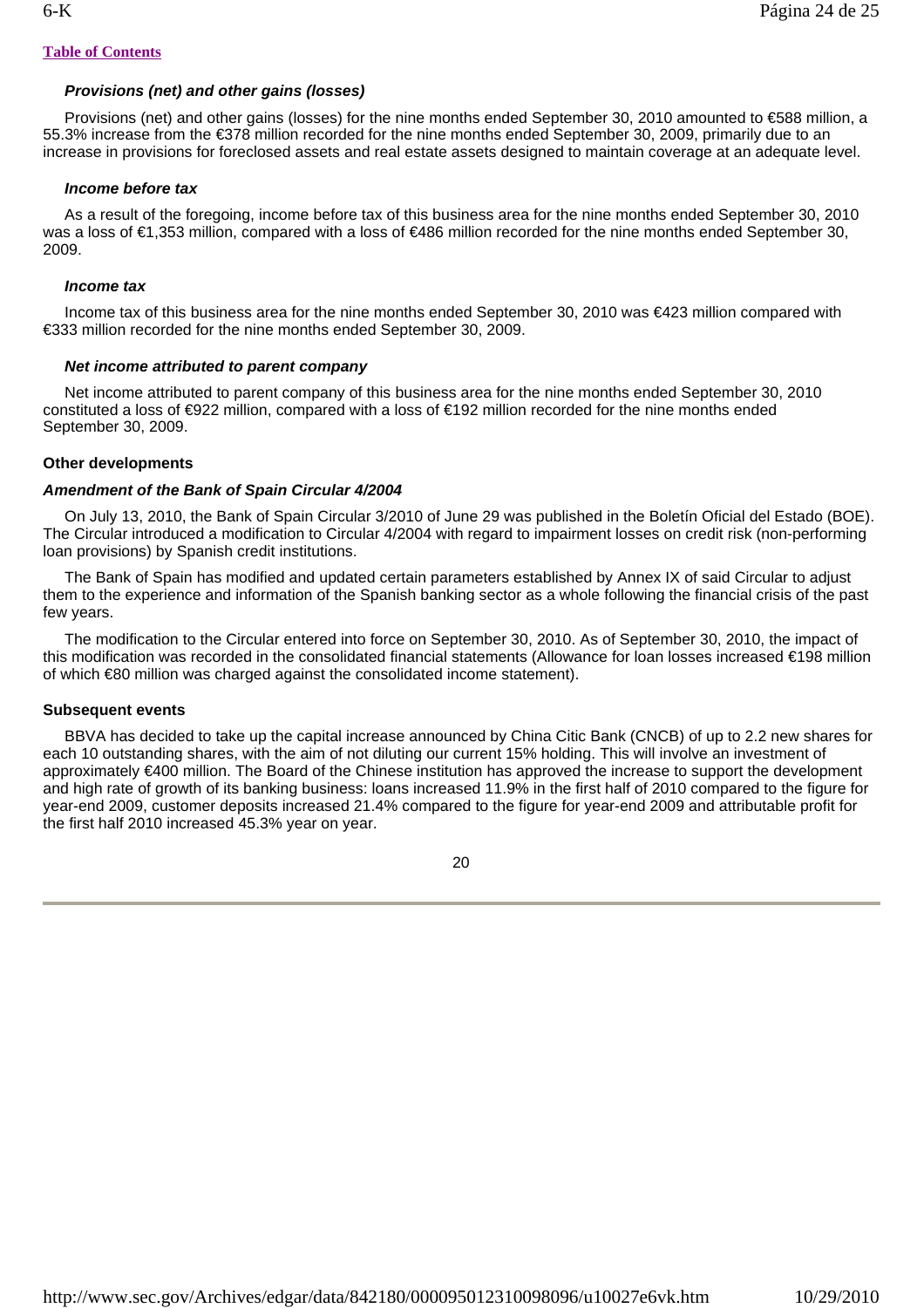*Table of Contents*

### *Provisions (net) and other gains (losses)*

Provisions (net) and other gains (losses) for the nine months ended September 30, 2010 amounted to €588 million, a 55.3% increase from the €378 million recorded for the nine months ended September 30, 2009, primarily due to an increase in provisions for foreclosed assets and real estate assets designed to maintain coverage at an adequate level.

### *Income before tax*

As a result of the foregoing, income before tax of this business area for the nine months ended September 30, 2010 was a loss of €1,353 million, compared with a loss of €486 million recorded for the nine months ended September 30, 2009.

### *Income tax*

Income tax of this business area for the nine months ended September 30, 2010 was €423 million compared with €333 million recorded for the nine months ended September 30, 2009.

### *Net income attributed to parent company*

Net income attributed to parent company of this business area for the nine months ended September 30, 2010 constituted a loss of €922 million, compared with a loss of €192 million recorded for the nine months ended September 30, 2009.

## Other developments

### *Amendment of the Bank of Spain Circular 4/2004*

On July 13, 2010, the Bank of Spain Circular 3/2010 of June 29 was published in the Boletín Oficial del Estado (BOE). The Circular introduced a modification to Circular 4/2004 with regard to impairment losses on credit risk (non-performing loan provisions) by Spanish credit institutions.

The Bank of Spain has modified and updated certain parameters established by Annex IX of said Circular to adjust them to the experience and information of the Spanish banking sector as a whole following the financial crisis of the past few years.

The modification to the Circular entered into force on September 30, 2010. As of September 30, 2010, the impact of this modification was recorded in the consolidated financial statements (Allowance for loan losses increased €198 million of which €80 million was charged against the consolidated income statement).

## Subsequent events

BBVA has decided to take up the capital increase announced by China Citic Bank (CNCB) of up to 2.2 new shares for each 10 outstanding shares, with the aim of not diluting our current 15% holding. This will involve an investment of approximately €400 million. The Board of the Chinese institution has approved the increase to support the development and high rate of growth of its banking business: loans increased 11.9% in the first half of 2010 compared to the figure for year-end 2009, customer deposits increased 21.4% compared to the figure for year-end 2009 and attributable profit for the first half 2010 increased 45.3% year on year.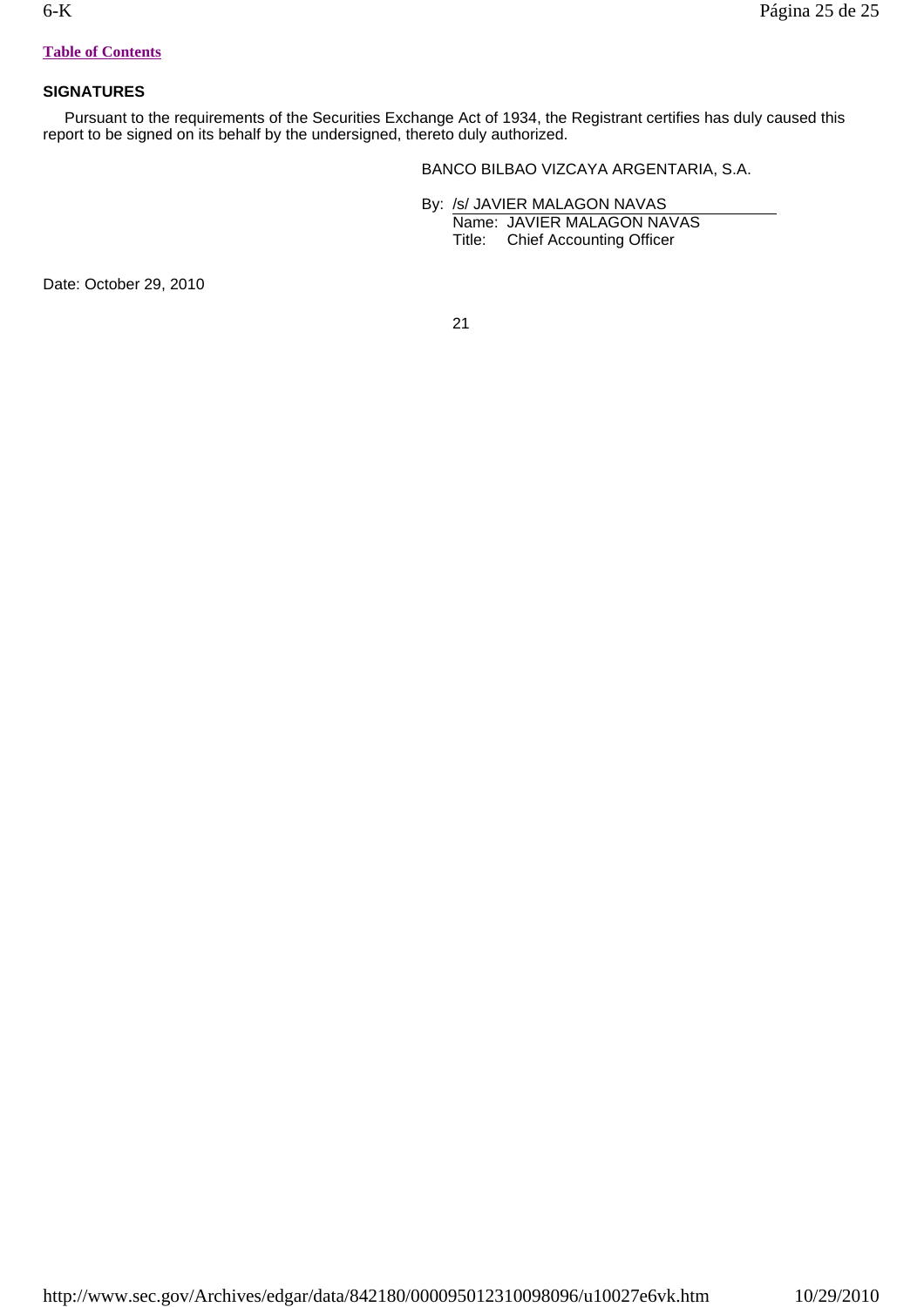Table of Contents

**SIGNATURES**

Pursuant to the requirements of the Securities Exchange Act of 1934, the Registrant certifies has duly caused this report to be signed on its behalf by the undersigned, thereto duly authorized.

BANCO BILBAO VIZCAYA ARGENTARIA, S.A.

By: /s/ JAVIER MALAGON NAVAS
Name: JAVIER MALAGON NAVAS
Title: Chief Accounting Officer

Date: October 29, 2010